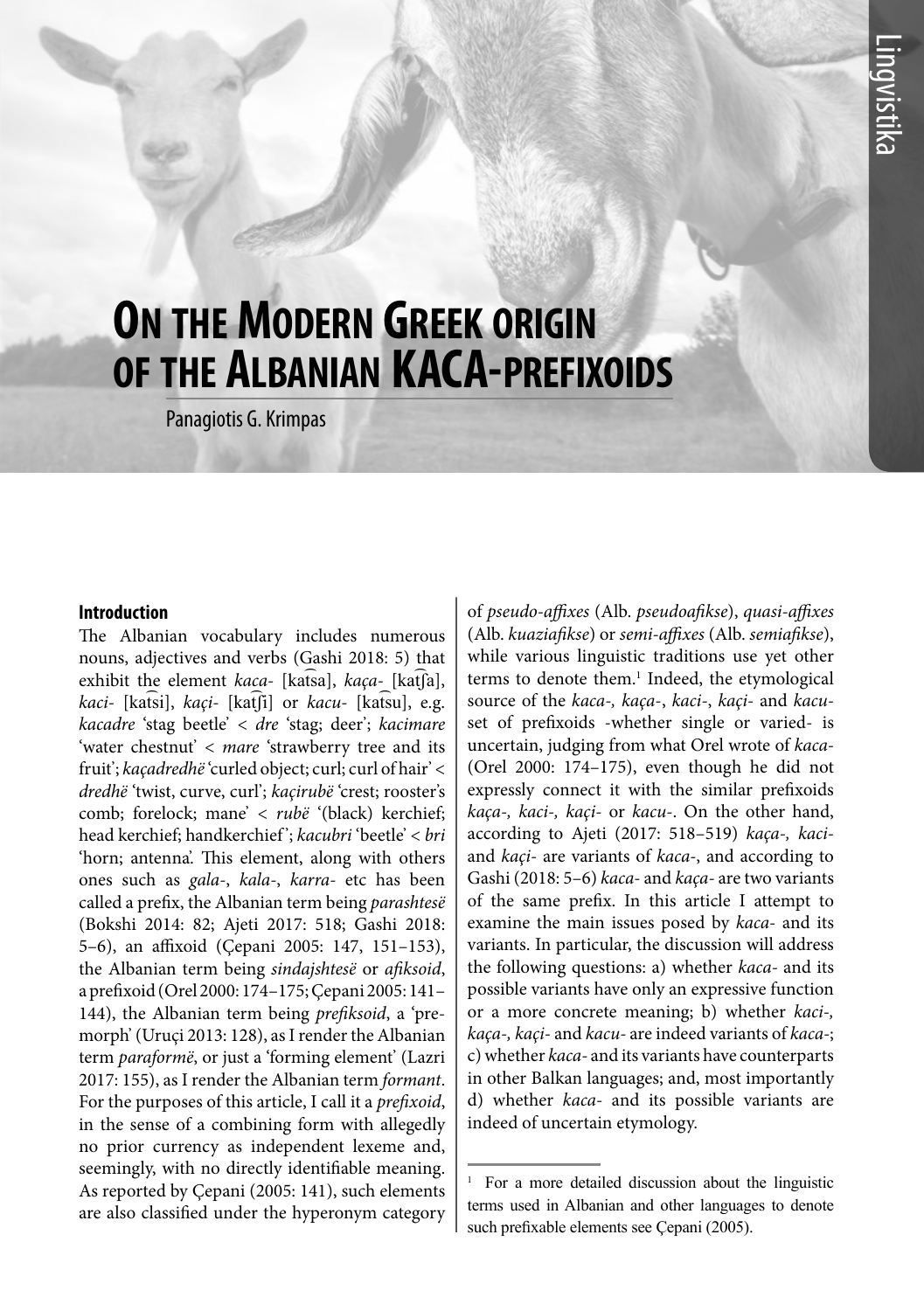# On the Modern Greek origin of the Albanian KACA-prefixoids

Panagiotis G. Krimpas

## Introduction

The Albanian vocabulary includes numerous nouns, adjectives and verbs (Gashi 2018: 5) that exhibit the element *kaca-* [kat͡sa], *kaça-* [kat͡ʃa], *kaci-* [kat͡si], *kaçi-* [kat͡ʃi] or *kacu-* [kat͡su], e.g. *kacadre* 'stag beetle' < *dre* 'stag; deer'; *kacimare* 'water chestnut' < *mare* 'strawberry tree and its fruit'; *kaçadredhë* 'curled object; curl; curl of hair' < *dredhë* 'twist, curve, curl'; *kaçirubë* 'crest; rooster's comb; forelock; mane' < *rubë* '(black) kerchief; head kerchief; handkerchief'; *kacubri* 'beetle' < *bri* 'horn; antenna'. This element, along with others ones such as *gala-*, *kala-*, *karra-* etc has been called a prefix, the Albanian term being *parashtesë* (Bokshi 2014: 82; Ajeti 2017: 518; Gashi 2018: 5–6), an affixoid (Çepani 2005: 147, 151–153), the Albanian term being *sindajshtesë* or *afiksoid*, a prefixoid (Orel 2000: 174–175; Çepani 2005: 141–144), the Albanian term being *prefiksoid*, a 'pre-morph' (Uruçi 2013: 128), as I render the Albanian term *paraformë*, or just a 'forming element' (Lazri 2017: 155), as I render the Albanian term *formant*. For the purposes of this article, I call it a *prefixoid*, in the sense of a combining form with allegedly no prior currency as independent lexeme and, seemingly, with no directly identifiable meaning. As reported by Çepani (2005: 141), such elements are also classified under the hyperonym category of *pseudo-affixes* (Alb. *pseudoafikse*), *quasi-affixes* (Alb. *kuaziafikse*) or *semi-affixes* (Alb. *semiafikse*), while various linguistic traditions use yet other terms to denote them.[1] Indeed, the etymological source of the *kaca-*, *kaça-*, *kaci-*, *kaçi-* and *kacu-* set of prefixoids -whether single or varied- is uncertain, judging from what Orel wrote of *kaca-* (Orel 2000: 174–175), even though he did not expressly connect it with the similar prefixoids *kaça-*, *kaci-*, *kaçi-* or *kacu-*. On the other hand, according to Ajeti (2017: 518–519) *kaça-*, *kaci-* and *kaçi-* are variants of *kaca-*, and according to Gashi (2018: 5–6) *kaca-* and *kaça-* are two variants of the same prefix. In this article I attempt to examine the main issues posed by *kaca-* and its variants. In particular, the discussion will address the following questions: a) whether *kaca-* and its possible variants have only an expressive function or a more concrete meaning; b) whether *kaci-*, *kaça-*, *kaçi-* and *kacu-* are indeed variants of *kaca-*; c) whether *kaca-* and its variants have counterparts in other Balkan languages; and, most importantly d) whether *kaca-* and its possible variants are indeed of uncertain etymology.

[1] For a more detailed discussion about the linguistic terms used in Albanian and other languages to denote such prefixable elements see Çepani (2005).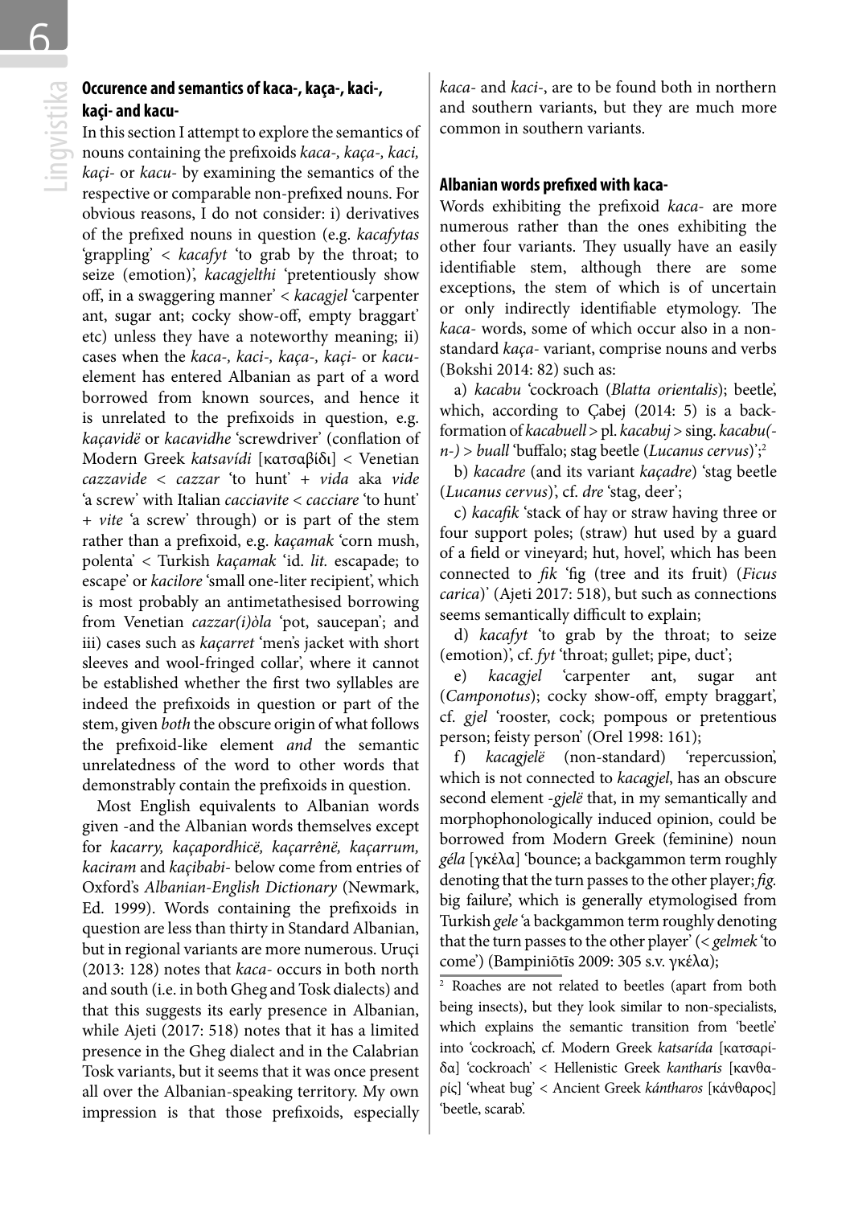## Occurence and semantics of kaca-, kaça-, kaci-, kaçi- and kacu-

In this section I attempt to explore the semantics of nouns containing the prefixoids *kaca-, kaça-, kaci, kaçi-* or *kacu-* by examining the semantics of the respective or comparable non-prefixed nouns. For obvious reasons, I do not consider: i) derivatives of the prefixed nouns in question (e.g. *kacafytas* 'grappling' < *kacafyt* 'to grab by the throat; to seize (emotion)', *kacagjelthi* 'pretentiously show off, in a swaggering manner' < *kacagjel* 'carpenter ant, sugar ant; cocky show-off, empty braggart' etc) unless they have a noteworthy meaning; ii) cases when the *kaca-, kaci-, kaça-, kaçi-* or *kacu-* element has entered Albanian as part of a word borrowed from known sources, and hence it is unrelated to the prefixoids in question, e.g. *kaçavidë* or *kacavidhe* 'screwdriver' (conflation of Modern Greek *katsavídi* [κατσαβίδι] < Venetian *cazzavide* < *cazzar* 'to hunt' + *vida* aka *vide* 'a screw' with Italian *cacciavite* < *cacciare* 'to hunt' + *vite* 'a screw' through) or is part of the stem rather than a prefixoid, e.g. *kaçamak* 'corn mush, polenta' < Turkish *kaçamak* 'id. *lit.* escapade; to escape' or *kacilore* 'small one-liter recipient', which is most probably an antimetathesised borrowing from Venetian *cazzar(i)òla* 'pot, saucepan'; and iii) cases such as *kaçarret* 'men's jacket with short sleeves and wool-fringed collar', where it cannot be established whether the first two syllables are indeed the prefixoids in question or part of the stem, given *both* the obscure origin of what follows the prefixoid-like element *and* the semantic unrelatedness of the word to other words that demonstrably contain the prefixoids in question.

Most English equivalents to Albanian words given -and the Albanian words themselves except for *kacarry, kaçapordhicë, kaçarrênë, kaçarrum, kaciram* and *kaçibabi-* below come from entries of Oxford's *Albanian-English Dictionary* (Newmark, Ed. 1999). Words containing the prefixoids in question are less than thirty in Standard Albanian, but in regional variants are more numerous. Uruçi (2013: 128) notes that *kaca-* occurs in both north and south (i.e. in both Gheg and Tosk dialects) and that this suggests its early presence in Albanian, while Ajeti (2017: 518) notes that it has a limited presence in the Gheg dialect and in the Calabrian Tosk variants, but it seems that it was once present all over the Albanian-speaking territory. My own impression is that those prefixoids, especially *kaca-* and *kaci-*, are to be found both in northern and southern variants, but they are much more common in southern variants.

### Albanian words prefixed with kaca-

Words exhibiting the prefixoid *kaca-* are more numerous rather than the ones exhibiting the other four variants. They usually have an easily identifiable stem, although there are some exceptions, the stem of which is of uncertain or only indirectly identifiable etymology. The *kaca-* words, some of which occur also in a non-standard *kaça-* variant, comprise nouns and verbs (Bokshi 2014: 82) such as:

a) *kacabu* 'cockroach (*Blatta orientalis*); beetle', which, according to Çabej (2014: 5) is a back-formation of *kacabuell* > pl. *kacabuj* > sing. *kacabu(-n-)* > *buall* 'buffalo; stag beetle (*Lucanus cervus*)';[2]

b) *kacadre* (and its variant *kaçadre*) 'stag beetle (*Lucanus cervus*)', cf. *dre* 'stag, deer';

c) *kacafik* 'stack of hay or straw having three or four support poles; (straw) hut used by a guard of a field or vineyard; hut, hovel', which has been connected to *fik* 'fig (tree and its fruit) (*Ficus carica*)' (Ajeti 2017: 518), but such as connections seems semantically difficult to explain;

d) *kacafyt* 'to grab by the throat; to seize (emotion)', cf. *fyt* 'throat; gullet; pipe, duct';

e) *kacagjel* 'carpenter ant, sugar ant (*Camponotus*); cocky show-off, empty braggart', cf. *gjel* 'rooster, cock; pompous or pretentious person; feisty person' (Orel 1998: 161);

f) *kacagjelë* (non-standard) 'repercussion', which is not connected to *kacagjel*, has an obscure second element *-gjelë* that, in my semantically and morphophonologically induced opinion, could be borrowed from Modern Greek (feminine) noun *géla* [γκέλα] 'bounce; a backgammon term roughly denoting that the turn passes to the other player; *fig.* big failure', which is generally etymologised from Turkish *gele* 'a backgammon term roughly denoting that the turn passes to the other player' (< *gelmek* 'to come') (Bampiniōtīs 2009: 305 s.v. γκέλα);

[2] Roaches are not related to beetles (apart from both being insects), but they look similar to non-specialists, which explains the semantic transition from 'beetle' into 'cockroach', cf. Modern Greek *katsarída* [κατσαρίδα] 'cockroach' < Hellenistic Greek *kantharís* [κανθαρίς] 'wheat bug' < Ancient Greek *kántharos* [κάνθαρος] 'beetle, scarab'.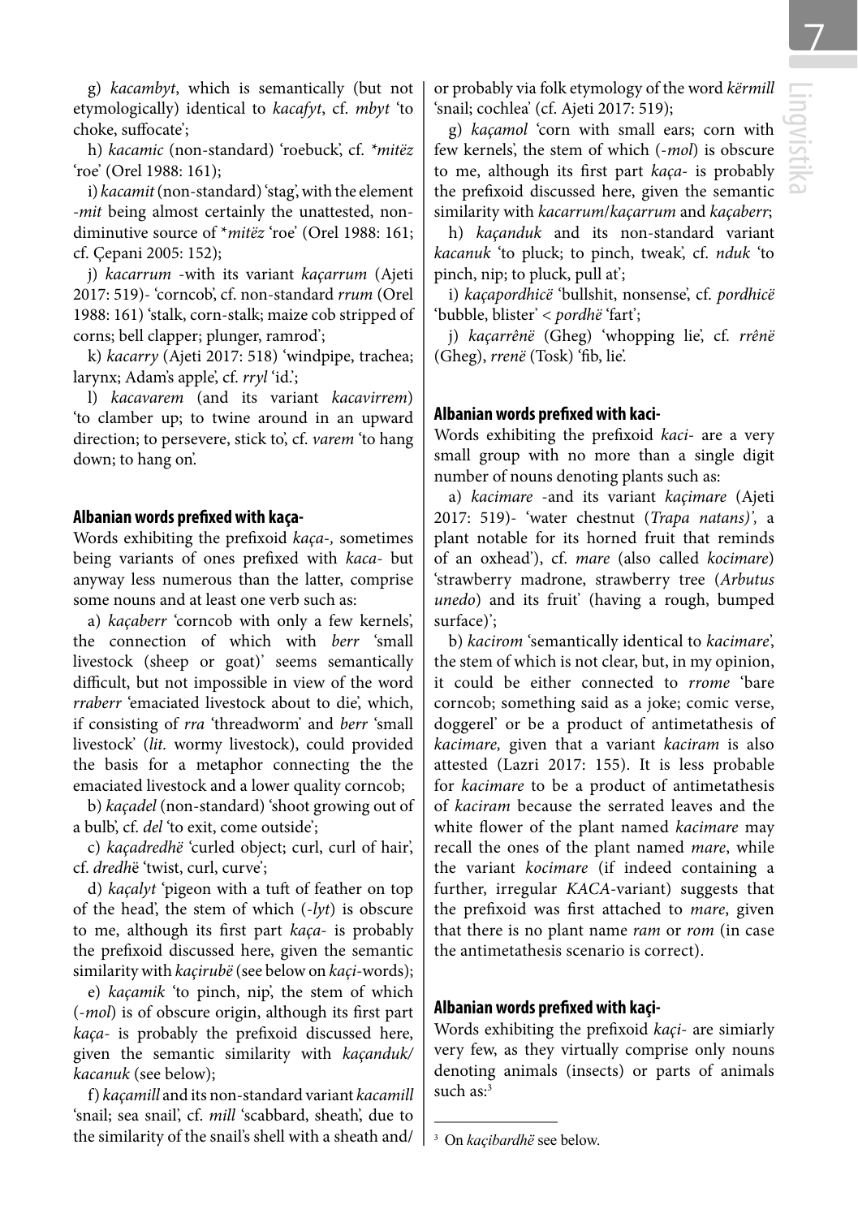g) *kacambyt*, which is semantically (but not etymologically) identical to *kacafyt*, cf. *mbyt* 'to choke, suffocate';

h) *kacamic* (non-standard) 'roebuck', cf. *\*mitëz* 'roe' (Orel 1988: 161);

i) *kacamit* (non-standard) 'stag', with the element *-mit* being almost certainly the unattested, non-diminutive source of \**mitëz* 'roe' (Orel 1988: 161; cf. Çepani 2005: 152);

j) *kacarrum* -with its variant *kaçarrum* (Ajeti 2017: 519)- 'corncob', cf. non-standard *rrum* (Orel 1988: 161) 'stalk, corn-stalk; maize cob stripped of corns; bell clapper; plunger, ramrod';

k) *kacarry* (Ajeti 2017: 518) 'windpipe, trachea; larynx; Adam's apple', cf. *rryl* 'id.';

l) *kacavarem* (and its variant *kacavirrem*) 'to clamber up; to twine around in an upward direction; to persevere, stick to', cf. *varem* 'to hang down; to hang on'.

## Albanian words prefixed with kaça-

Words exhibiting the prefixoid *kaça-,* sometimes being variants of ones prefixed with *kaca-* but anyway less numerous than the latter, comprise some nouns and at least one verb such as:

a) *kaçaberr* 'corncob with only a few kernels', the connection of which with *berr* 'small livestock (sheep or goat)' seems semantically difficult, but not impossible in view of the word *rraberr* 'emaciated livestock about to die', which, if consisting of *rra* 'threadworm' and *berr* 'small livestock' (*lit.* wormy livestock), could provided the basis for a metaphor connecting the the emaciated livestock and a lower quality corncob;

b) *kaçadel* (non-standard) 'shoot growing out of a bulb', cf. *del* 'to exit, come outside';

c) *kaçadredhë* 'curled object; curl, curl of hair', cf. *dredh*ë 'twist, curl, curve';

d) *kaçalyt* 'pigeon with a tuft of feather on top of the head', the stem of which (*-lyt*) is obscure to me, although its first part *kaça-* is probably the prefixoid discussed here, given the semantic similarity with *kaçirubë* (see below on *kaçi*-words);

e) *kaçamik* 'to pinch, nip', the stem of which (*-mol*) is of obscure origin, although its first part *kaça-* is probably the prefixoid discussed here, given the semantic similarity with *kaçanduk/kacanuk* (see below);

f) *kaçamill* and its non-standard variant *kacamill* 'snail; sea snail', cf. *mill* 'scabbard, sheath', due to the similarity of the snail's shell with a sheath and/or probably via folk etymology of the word *kërmill* 'snail; cochlea' (cf. Ajeti 2017: 519);

g) *kaçamol* 'corn with small ears; corn with few kernels', the stem of which (*-mol*) is obscure to me, although its first part *kaça-* is probably the prefixoid discussed here, given the semantic similarity with *kacarrum*/*kaçarrum* and *kaçaberr*;

h) *kaçanduk* and its non-standard variant *kacanuk* 'to pluck; to pinch, tweak', cf. *nduk* 'to pinch, nip; to pluck, pull at';

i) *kaçapordhicë* 'bullshit, nonsense', cf. *pordhicë* 'bubble, blister' < *pordhë* 'fart';

j) *kaçarrênë* (Gheg) 'whopping lie', cf. *rrênë* (Gheg), *rrenë* (Tosk) 'fib, lie'.

## Albanian words prefixed with kaci-

Words exhibiting the prefixoid *kaci-* are a very small group with no more than a single digit number of nouns denoting plants such as:

a) *kacimare* -and its variant *kaçimare* (Ajeti 2017: 519)- 'water chestnut (*Trapa natans*)', a plant notable for its horned fruit that reminds of an oxhead'), cf. *mare* (also called *kocimare*) 'strawberry madrone, strawberry tree (*Arbutus unedo*) and its fruit' (having a rough, bumped surface)';

b) *kacirom* 'semantically identical to *kacimare*', the stem of which is not clear, but, in my opinion, it could be either connected to *rrome* 'bare corncob; something said as a joke; comic verse, doggerel' or be a product of antimetathesis of *kacimare,* given that a variant *kaciram* is also attested (Lazri 2017: 155). It is less probable for *kacimare* to be a product of antimetathesis of *kaciram* because the serrated leaves and the white flower of the plant named *kacimare* may recall the ones of the plant named *mare*, while the variant *kocimare* (if indeed containing a further, irregular *KACA*-variant) suggests that the prefixoid was first attached to *mare*, given that there is no plant name *ram* or *rom* (in case the antimetathesis scenario is correct).

## Albanian words prefixed with kaçi-

Words exhibiting the prefixoid *kaçi-* are simiarly very few, as they virtually comprise only nouns denoting animals (insects) or parts of animals such as:[3]

---

[3] On *kaçibardhë* see below.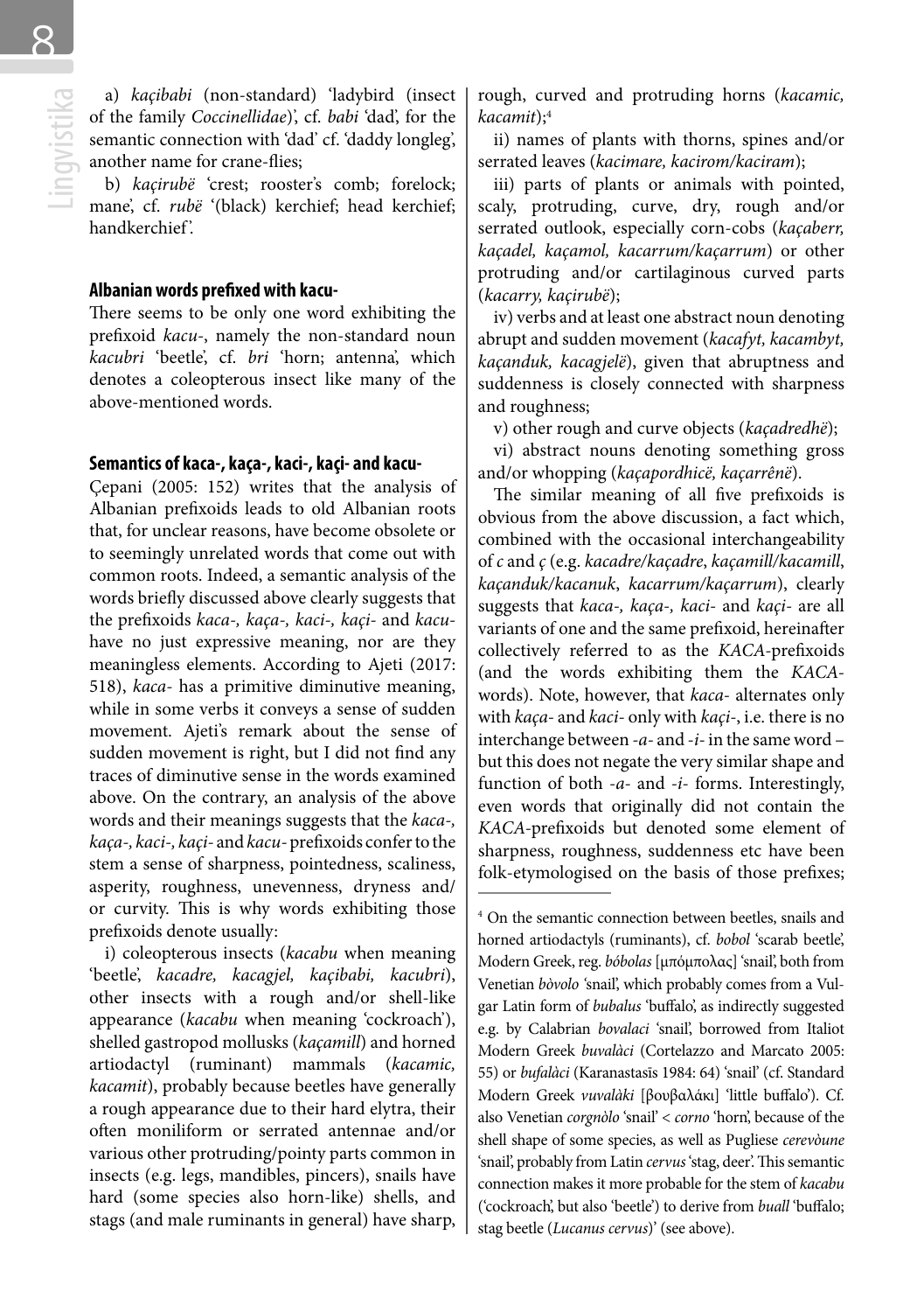a) *kaçibabi* (non-standard) 'ladybird (insect of the family *Coccinellidae*)', cf. *babi* 'dad', for the semantic connection with 'dad' cf. 'daddy longleg', another name for crane-flies;

b) *kaçirubë* 'crest; rooster's comb; forelock; mane', cf. *rubë* '(black) kerchief; head kerchief; handkerchief'.

### Albanian words prefixed with kacu-

There seems to be only one word exhibiting the prefixoid *kacu-*, namely the non-standard noun *kacubri* 'beetle', cf. *bri* 'horn; antenna', which denotes a coleopterous insect like many of the above-mentioned words.

### Semantics of kaca-, kaça-, kaci-, kaçi- and kacu-

Çepani (2005: 152) writes that the analysis of Albanian prefixoids leads to old Albanian roots that, for unclear reasons, have become obsolete or to seemingly unrelated words that come out with common roots. Indeed, a semantic analysis of the words briefly discussed above clearly suggests that the prefixoids *kaca-, kaça-, kaci-, kaçi-* and *kacu-* have no just expressive meaning, nor are they meaningless elements. According to Ajeti (2017: 518), *kaca-* has a primitive diminutive meaning, while in some verbs it conveys a sense of sudden movement. Ajeti's remark about the sense of sudden movement is right, but I did not find any traces of diminutive sense in the words examined above. On the contrary, an analysis of the above words and their meanings suggests that the *kaca-, kaça-, kaci-, kaçi-* and *kacu-* prefixoids confer to the stem a sense of sharpness, pointedness, scaliness, asperity, roughness, unevenness, dryness and/ or curvity. This is why words exhibiting those prefixoids denote usually:

i) coleopterous insects (*kacabu* when meaning 'beetle', *kacadre, kacagjel, kaçibabi, kacubri*), other insects with a rough and/or shell-like appearance (*kacabu* when meaning 'cockroach'), shelled gastropod mollusks (*kaçamill*) and horned artiodactyl (ruminant) mammals (*kacamic, kacamit*), probably because beetles have generally a rough appearance due to their hard elytra, their often moniliform or serrated antennae and/or various other protruding/pointy parts common in insects (e.g. legs, mandibles, pincers), snails have hard (some species also horn-like) shells, and stags (and male ruminants in general) have sharp, rough, curved and protruding horns (*kacamic, kacamit*);[4]

ii) names of plants with thorns, spines and/or serrated leaves (*kacimare, kacirom/kaciram*);

iii) parts of plants or animals with pointed, scaly, protruding, curve, dry, rough and/or serrated outlook, especially corn-cobs (*kaçaberr, kaçadel, kaçamol, kacarrum/kaçarrum*) or other protruding and/or cartilaginous curved parts (*kacarry, kaçirubë*);

iv) verbs and at least one abstract noun denoting abrupt and sudden movement (*kacafyt, kacambyt, kaçanduk, kacagjelë*), given that abruptness and suddenness is closely connected with sharpness and roughness;

v) other rough and curve objects (*kaçadredhë*);

vi) abstract nouns denoting something gross and/or whopping (*kaçapordhicë, kaçarrênë*).

The similar meaning of all five prefixoids is obvious from the above discussion, a fact which, combined with the occasional interchangeability of *c* and *ç* (e.g. *kacadre/kaçadre*, *kaçamill/kacamill*, *kaçanduk/kacanuk*, *kacarrum/kaçarrum*), clearly suggests that *kaca-, kaça-, kaci-* and *kaçi-* are all variants of one and the same prefixoid, hereinafter collectively referred to as the *KACA*-prefixoids (and the words exhibiting them the *KACA*-words). Note, however, that *kaca-* alternates only with *kaça-* and *kaci-* only with *kaçi-*, i.e. there is no interchange between *-a-* and *-i-* in the same word – but this does not negate the very similar shape and function of both *-a-* and *-i-* forms. Interestingly, even words that originally did not contain the *KACA*-prefixoids but denoted some element of sharpness, roughness, suddenness etc have been folk-etymologised on the basis of those prefixes;

---

[4] On the semantic connection between beetles, snails and horned artiodactyls (ruminants), cf. *bobol* 'scarab beetle', Modern Greek, reg. *bóbolas* [μπόμπολας] 'snail', both from Venetian *bòvolo* 'snail', which probably comes from a Vulgar Latin form of *bubalus* 'buffalo', as indirectly suggested e.g. by Calabrian *bovalaci* 'snail', borrowed from Italiot Modern Greek *buvalàci* (Cortelazzo and Marcato 2005: 55) or *bufalàci* (Karanastasis 1984: 64) 'snail' (cf. Standard Modern Greek *vuvalàki* [βουβαλάκι] 'little buffalo'). Cf. also Venetian *corgnòlo* 'snail' < *corno* 'horn', because of the shell shape of some species, as well as Pugliese *cerevòune* 'snail', probably from Latin *cervus* 'stag, deer'. This semantic connection makes it more probable for the stem of *kacabu* ('cockroach', but also 'beetle') to derive from *buall* 'buffalo; stag beetle (*Lucanus cervus*)' (see above).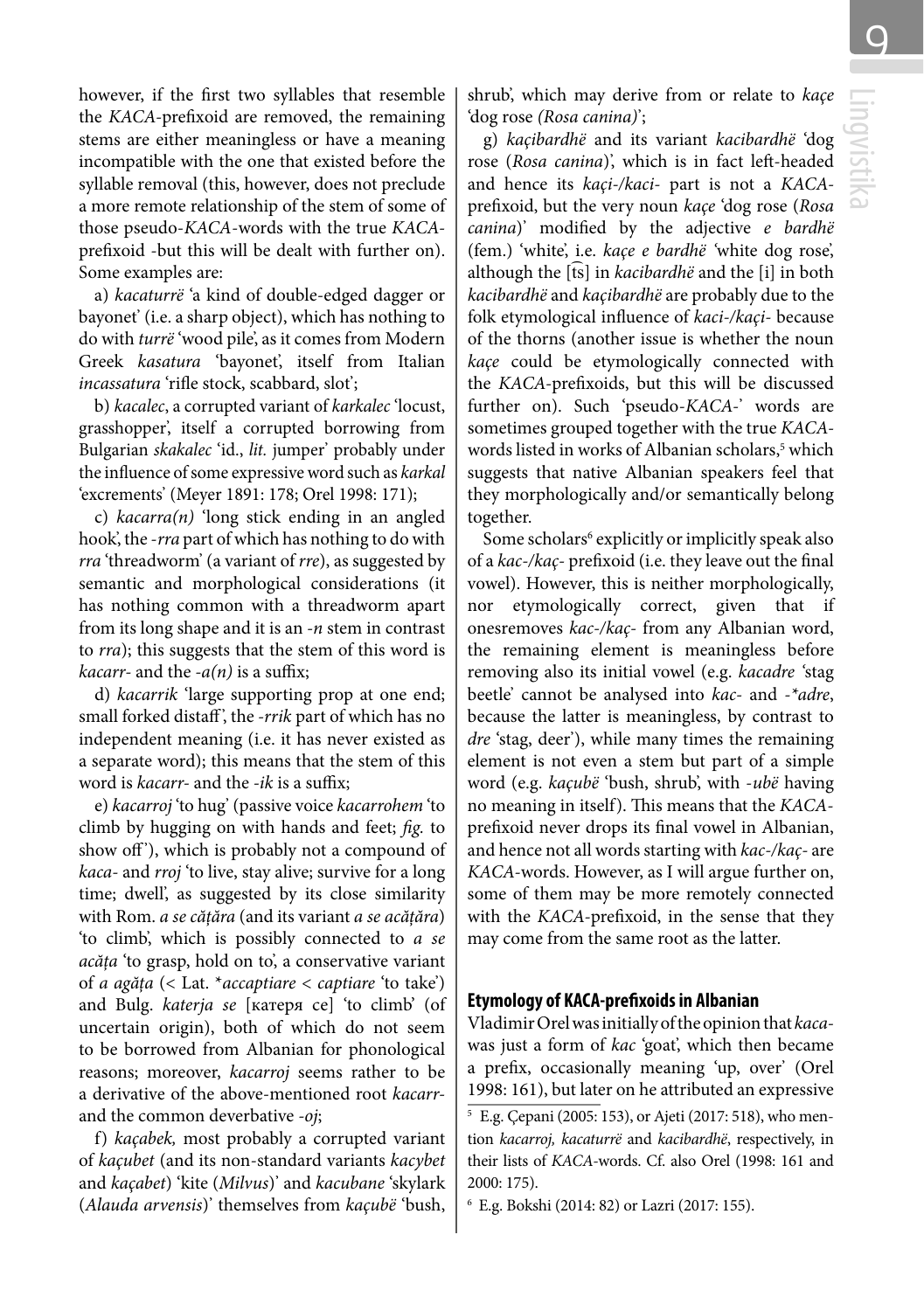however, if the first two syllables that resemble the *KACA*-prefixoid are removed, the remaining stems are either meaningless or have a meaning incompatible with the one that existed before the syllable removal (this, however, does not preclude a more remote relationship of the stem of some of those pseudo-*KACA*-words with the true *KACA*-prefixoid -but this will be dealt with further on). Some examples are:

a) *kacaturrë* 'a kind of double-edged dagger or bayonet' (i.e. a sharp object), which has nothing to do with *turrë* 'wood pile', as it comes from Modern Greek *kasatura* 'bayonet', itself from Italian *incassatura* 'rifle stock, scabbard, slot';

b) *kacalec*, a corrupted variant of *karkalec* 'locust, grasshopper', itself a corrupted borrowing from Bulgarian *skakalec* 'id., *lit.* jumper' probably under the influence of some expressive word such as *karkal* 'excrements' (Meyer 1891: 178; Orel 1998: 171);

c) *kacarra(n)* 'long stick ending in an angled hook', the *-rra* part of which has nothing to do with *rra* 'threadworm' (a variant of *rre*), as suggested by semantic and morphological considerations (it has nothing common with a threadworm apart from its long shape and it is an *-n* stem in contrast to *rra*); this suggests that the stem of this word is *kacarr-* and the *-a(n)* is a suffix;

d) *kacarrik* 'large supporting prop at one end; small forked distaff', the *-rrik* part of which has no independent meaning (i.e. it has never existed as a separate word); this means that the stem of this word is *kacarr-* and the *-ik* is a suffix;

e) *kacarroj* 'to hug' (passive voice *kacarrohem* 'to climb by hugging on with hands and feet; *fig.* to show off'), which is probably not a compound of *kaca-* and *rroj* 'to live, stay alive; survive for a long time; dwell', as suggested by its close similarity with Rom. *a se cățăra* (and its variant *a se acățăra*) 'to climb', which is possibly connected to *a se acăța* 'to grasp, hold on to', a conservative variant of *a agăța* (< Lat. *\*accaptiare* < *captiare* 'to take') and Bulg. *katerja se* [катеря се] 'to climb' (of uncertain origin), both of which do not seem to be borrowed from Albanian for phonological reasons; moreover, *kacarroj* seems rather to be a derivative of the above-mentioned root *kacarr-* and the common deverbative *-oj*;

f) *kaçabek,* most probably a corrupted variant of *kaçubet* (and its non-standard variants *kacybet* and *kaçabet*) 'kite (*Milvus*)' and *kacubane* 'skylark (*Alauda arvensis*)' themselves from *kaçubë* 'bush, shrub', which may derive from or relate to *kaçe* 'dog rose *(Rosa canina)*';

g) *kaçibardhë* and its variant *kacibardhë* 'dog rose (*Rosa canina*)', which is in fact left-headed and hence its *kaçi-/kaci-* part is not a *KACA*-prefixoid, but the very noun *kaçe* 'dog rose (*Rosa canina*)' modified by the adjective *e bardhë* (fem.) 'white', i.e. *kaçe e bardhë* 'white dog rose', although the [t͡s] in *kacibardhë* and the [i] in both *kacibardhë* and *kaçibardhë* are probably due to the folk etymological influence of *kaci-/kaçi-* because of the thorns (another issue is whether the noun *kaçe* could be etymologically connected with the *KACA*-prefixoids, but this will be discussed further on). Such 'pseudo-*KACA*-' words are sometimes grouped together with the true *KACA*-words listed in works of Albanian scholars,[5] which suggests that native Albanian speakers feel that they morphologically and/or semantically belong together.

Some scholars[6] explicitly or implicitly speak also of a *kac-/kaç-* prefixoid (i.e. they leave out the final vowel). However, this is neither morphologically, nor etymologically correct, given that if onesremoves *kac-/kaç-* from any Albanian word, the remaining element is meaningless before removing also its initial vowel (e.g. *kacadre* 'stag beetle' cannot be analysed into *kac-* and *-\*adre*, because the latter is meaningless, by contrast to *dre* 'stag, deer'), while many times the remaining element is not even a stem but part of a simple word (e.g. *kaçubë* 'bush, shrub', with *-ubë* having no meaning in itself). This means that the *KACA*-prefixoid never drops its final vowel in Albanian, and hence not all words starting with *kac-/kaç-* are *KACA*-words. However, as I will argue further on, some of them may be more remotely connected with the *KACA*-prefixoid, in the sense that they may come from the same root as the latter.

## Etymology of KACA-prefixoids in Albanian

Vladimir Orel was initially of the opinion that *kaca-* was just a form of *kac* 'goat', which then became a prefix, occasionally meaning 'up, over' (Orel 1998: 161), but later on he attributed an expressive

[5] E.g. Çepani (2005: 153), or Ajeti (2017: 518), who mention *kacarroj, kacaturrë* and *kacibardhë*, respectively, in their lists of *KACA*-words. Cf. also Orel (1998: 161 and 2000: 175).

[6] E.g. Bokshi (2014: 82) or Lazri (2017: 155).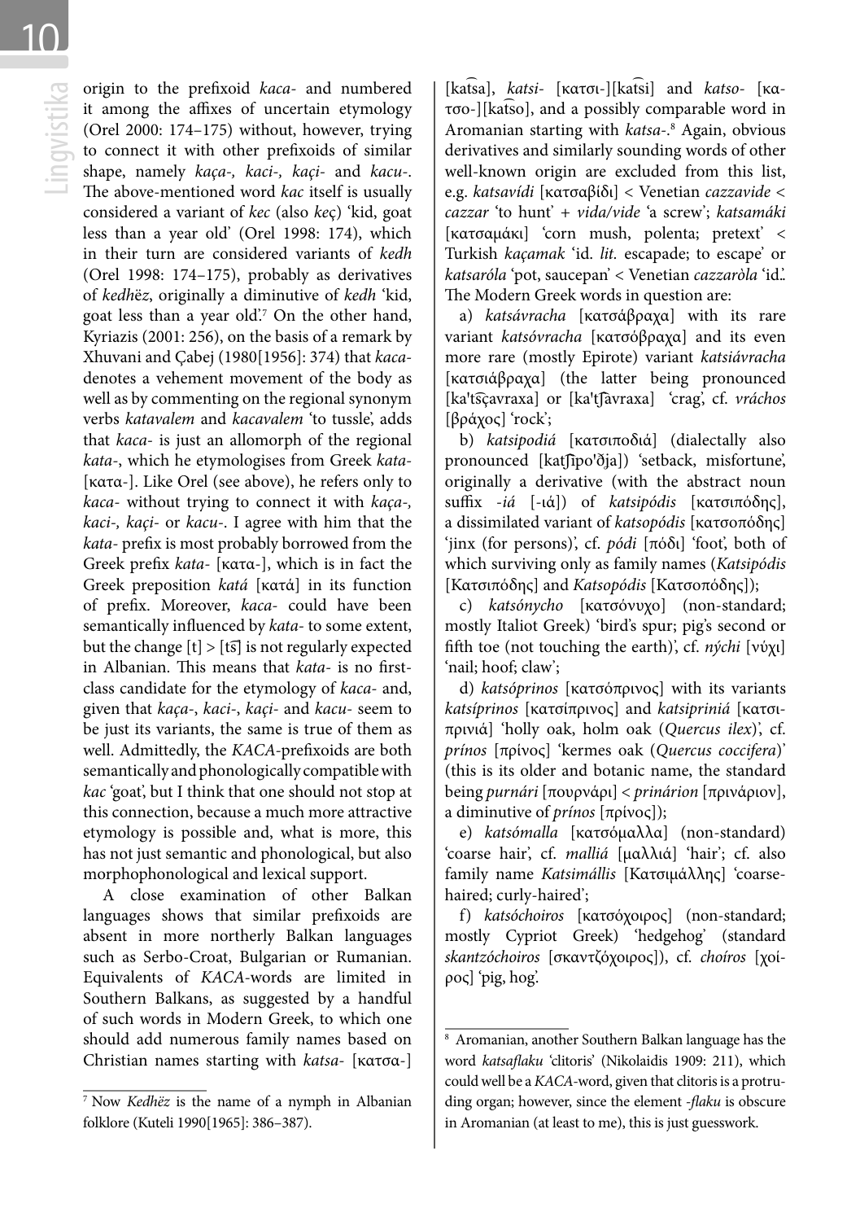origin to the prefixoid *kaca-* and numbered it among the affixes of uncertain etymology (Orel 2000: 174–175) without, however, trying to connect it with other prefixoids of similar shape, namely *kaça-*, *kaci-*, *kaçi-* and *kacu-*. The above-mentioned word *kac* itself is usually considered a variant of *kec* (also *keç*) 'kid, goat less than a year old' (Orel 1998: 174), which in their turn are considered variants of *kedh* (Orel 1998: 174–175), probably as derivatives of *kedhëz*, originally a diminutive of *kedh* 'kid, goat less than a year old'.[7] On the other hand, Kyriazis (2001: 256), on the basis of a remark by Xhuvani and Çabej (1980[1956]: 374) that *kaca-* denotes a vehement movement of the body as well as by commenting on the regional synonym verbs *katavalem* and *kacavalem* 'to tussle', adds that *kaca-* is just an allomorph of the regional *kata-*, which he etymologises from Greek *kata-* [κατα-]. Like Orel (see above), he refers only to *kaca-* without trying to connect it with *kaça-*, *kaci-*, *kaçi-* or *kacu-*. I agree with him that the *kata-* prefix is most probably borrowed from the Greek prefix *kata-* [κατα-], which is in fact the Greek preposition *katá* [κατά] in its function of prefix. Moreover, *kaca-* could have been semantically influenced by *kata-* to some extent, but the change [t] > [t͡s] is not regularly expected in Albanian. This means that *kata-* is no first-class candidate for the etymology of *kaca-* and, given that *kaça-*, *kaci-*, *kaçi-* and *kacu-* seem to be just its variants, the same is true of them as well. Admittedly, the *KACA*-prefixoids are both semantically and phonologically compatible with *kac* 'goat', but I think that one should not stop at this connection, because a much more attractive etymology is possible and, what is more, this has not just semantic and phonological, but also morphophonological and lexical support.

A close examination of other Balkan languages shows that similar prefixoids are absent in more northerly Balkan languages such as Serbo-Croat, Bulgarian or Rumanian. Equivalents of *KACA*-words are limited in Southern Balkans, as suggested by a handful of such words in Modern Greek, to which one should add numerous family names based on Christian names starting with *katsa-* [κατσα-] [kat͡sa], *katsi-* [κατσι-][kat͡si] and *katso-* [κατσο-][kat͡so], and a possibly comparable word in Aromanian starting with *katsa-*.[8] Again, obvious derivatives and similarly sounding words of other well-known origin are excluded from this list, e.g. *katsavídi* [κατσαβίδι] < Venetian *cazzavide* < *cazzar* 'to hunt' + *vida/vide* 'a screw'; *katsamáki* [κατσαμάκι] 'corn mush, polenta; pretext' < Turkish *kaçamak* 'id. *lit.* escapade; to escape' or *katsaróla* 'pot, saucepan' < Venetian *cazzaròla* 'id.'. The Modern Greek words in question are:

a) *katsávracha* [κατσάβραχα] with its rare variant *katsóvracha* [κατσόβραχα] and its even more rare (mostly Epirote) variant *katsiávracha* [κατσιάβραχα] (the latter being pronounced [ka't͡sçavraxa] or [ka't͡ʃavraxa] 'crag', cf. *vráchos* [βράχος] 'rock';

b) *katsipodiá* [κατσιποδιά] (dialectally also pronounced [kat͡ʃipo'ðja]) 'setback, misfortune', originally a derivative (with the abstract noun suffix *-iá* [-ιά]) of *katsipódis* [κατσιπόδης], a dissimilated variant of *katsopódis* [κατσοπόδης] 'jinx (for persons)', cf. *pódi* [πόδι] 'foot', both of which surviving only as family names (*Katsipódis* [Κατσιπόδης] and *Katsopódis* [Κατσοπόδης]);

c) *katsónycho* [κατσόνυχο] (non-standard; mostly Italiot Greek) 'bird's spur; pig's second or fifth toe (not touching the earth)', cf. *nýchi* [νύχι] 'nail; hoof; claw';

d) *katsóprinos* [κατσόπρινος] with its variants *katsíprinos* [κατσίπρινος] and *katsipriniá* [κατσιπρινιά] 'holly oak, holm oak (*Quercus ilex*)', cf. *prínos* [πρίνος] 'kermes oak (*Quercus coccifera*)' (this is its older and botanic name, the standard being *purnári* [πουρνάρι] < *prinárion* [πρινάριον], a diminutive of *prínos* [πρίνος]);

e) *katsómalla* [κατσόμαλλα] (non-standard) 'coarse hair', cf. *malliá* [μαλλιά] 'hair'; cf. also family name *Katsimállis* [Κατσιμάλλης] 'coarse-haired; curly-haired';

f) *katsóchoiros* [κατσόχοιρος] (non-standard; mostly Cypriot Greek) 'hedgehog' (standard *skantzóchoiros* [σκαντζόχοιρος]), cf. *choíros* [χοίρος] 'pig, hog'.

---

[7] Now *Kedhëz* is the name of a nymph in Albanian folklore (Kuteli 1990[1965]: 386–387).

[8] Aromanian, another Southern Balkan language has the word *katsaflaku* 'clitoris' (Nikolaidis 1909: 211), which could well be a *KACA*-word, given that clitoris is a protruding organ; however, since the element *-flaku* is obscure in Aromanian (at least to me), this is just guesswork.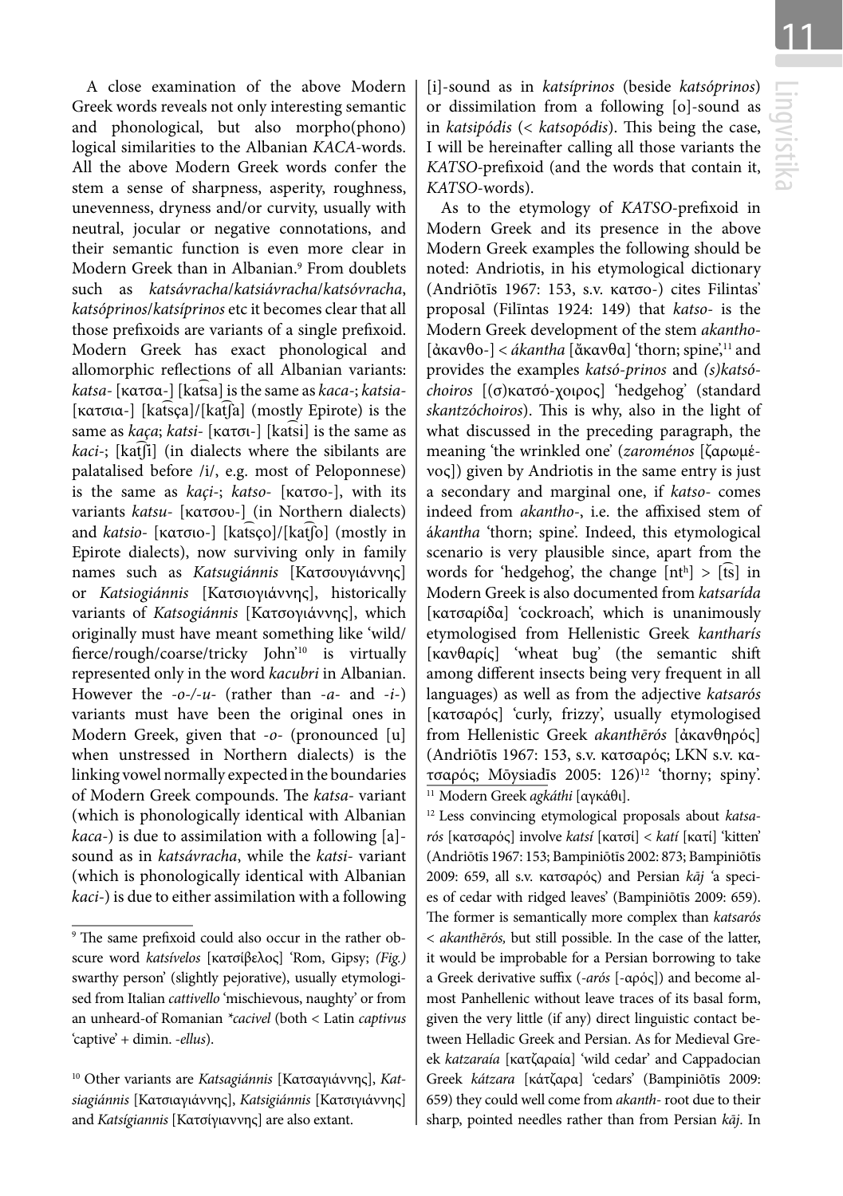A close examination of the above Modern Greek words reveals not only interesting semantic and phonological, but also morpho(phono) logical similarities to the Albanian *KACA*-words. All the above Modern Greek words confer the stem a sense of sharpness, asperity, roughness, unevenness, dryness and/or curvity, usually with neutral, jocular or negative connotations, and their semantic function is even more clear in Modern Greek than in Albanian.[9] From doublets such as *katsávracha*/*katsiávracha*/*katsóvracha*, *katsóprinos*/*katsíprinos* etc it becomes clear that all those prefixoids are variants of a single prefixoid. Modern Greek has exact phonological and allomorphic reflections of all Albanian variants: *katsa-* [κατσα-] [k͡atsa] is the same as *kaca-*; *katsia-* [κατσια-] [kat͡sça]/[kat͡ʃa] (mostly Epirote) is the same as *kaça*; *katsi-* [κατσι-] [kat͡si] is the same as *kaci-*; [kat͡ʃi] (in dialects where the sibilants are palatalised before /i/, e.g. most of Peloponnese) is the same as *kaçi-*; *katso-* [κατσο-], with its variants *katsu-* [κατσου-] (in Northern dialects) and *katsio-* [κατσιο-] [kat͡sço]/[kat͡ʃo] (mostly in Epirote dialects), now surviving only in family names such as *Katsugiánnis* [Κατσουγιάννης] or *Katsiogiánnis* [Κατσιογιάννης], historically variants of *Katsogiánnis* [Κατσογιάννης], which originally must have meant something like 'wild/ fierce/rough/coarse/tricky John'[10] is virtually represented only in the word *kacubri* in Albanian. However the *-o-/-u-* (rather than *-a-* and *-i-*) variants must have been the original ones in Modern Greek, given that *-o-* (pronounced [u] when unstressed in Northern dialects) is the linking vowel normally expected in the boundaries of Modern Greek compounds. The *katsa-* variant (which is phonologically identical with Albanian *kaca-*) is due to assimilation with a following [a]-sound as in *katsávracha*, while the *katsi-* variant (which is phonologically identical with Albanian *kaci-*) is due to either assimilation with a following [i]-sound as in *katsíprinos* (beside *katsóprinos*) or dissimilation from a following [o]-sound as in *katsipódis* (< *katsopódis*). This being the case, I will be hereinafter calling all those variants the *KATSO*-prefixoid (and the words that contain it, *KATSO*-words).

As to the etymology of *KATSO*-prefixoid in Modern Greek and its presence in the above Modern Greek examples the following should be noted: Andriotis, in his etymological dictionary (Andriōtīs 1967: 153, s.v. κατσο-) cites Filintas' proposal (Filīntas 1924: 149) that *katso-* is the Modern Greek development of the stem *akantho-* [ἀκανθο-] < *ákantha* [ἄκανθα] 'thorn; spine',[11] and provides the examples *katsó-prinos* and *(s)katsó-choiros* [(σ)κατσό-χοιρος] 'hedgehog' (standard *skantzóchoiros*). This is why, also in the light of what discussed in the preceding paragraph, the meaning 'the wrinkled one' (*zaroménos* [ζαρωμένος]) given by Andriotis in the same entry is just a secondary and marginal one, if *katso-* comes indeed from *akantho-*, i.e. the affixised stem of *ákantha* 'thorn; spine'. Indeed, this etymological scenario is very plausible since, apart from the words for 'hedgehog', the change [ntʰ] > [t͡s] in Modern Greek is also documented from *katsarída* [κατσαρίδα] 'cockroach', which is unanimously etymologised from Hellenistic Greek *kantharís* [κανθαρίς] 'wheat bug' (the semantic shift among different insects being very frequent in all languages) as well as from the adjective *katsarós* [κατσαρός] 'curly, frizzy', usually etymologised from Hellenistic Greek *akanthērós* [ἀκανθηρός] (Andriōtīs 1967: 153, s.v. κατσαρός; LKN s.v. κατσαρός; Mōysiadīs 2005: 126)[12] 'thorny; spiny'.

---

[9] The same prefixoid could also occur in the rather obscure word *katsívelos* [κατσίβελος] 'Rom, Gipsy; *(Fig.)* swarthy person' (slightly pejorative), usually etymologised from Italian *cattivello* 'mischievous, naughty' or from an unheard-of Romanian *\*cacivel* (both < Latin *captivus* 'captive' + dimin. *-ellus*).

[10] Other variants are *Katsagiánnis* [Κατσαγιάννης], *Katsiagiánnis* [Κατσιαγιάννης], *Katsigiánnis* [Κατσιγιάννης] and *Katsígiannis* [Κατσίγιαννης] are also extant.

[11] Modern Greek *agkáthi* [αγκάθι].

[12] Less convincing etymological proposals about *katsarós* [κατσαρός] involve *katsí* [κατσί] < *katí* [κατί] 'kitten' (Andriōtīs 1967: 153; Bampiniōtīs 2002: 873; Bampiniōtīs 2009: 659, all s.v. κατσαρός) and Persian *kāj* 'a species of cedar with ridged leaves' (Bampiniōtīs 2009: 659). The former is semantically more complex than *katsarós* < *akanthērós,* but still possible. In the case of the latter, it would be improbable for a Persian borrowing to take a Greek derivative suffix (*-arós* [-αρός]) and become almost Panhellenic without leave traces of its basal form, given the very little (if any) direct linguistic contact between Helladic Greek and Persian. As for Medieval Greek *katzaraía* [κατζαραία] 'wild cedar' and Cappadocian Greek *kátzara* [κάτζαρα] 'cedars' (Bampiniōtīs 2009: 659) they could well come from *akanth-* root due to their sharp, pointed needles rather than from Persian *kāj*. In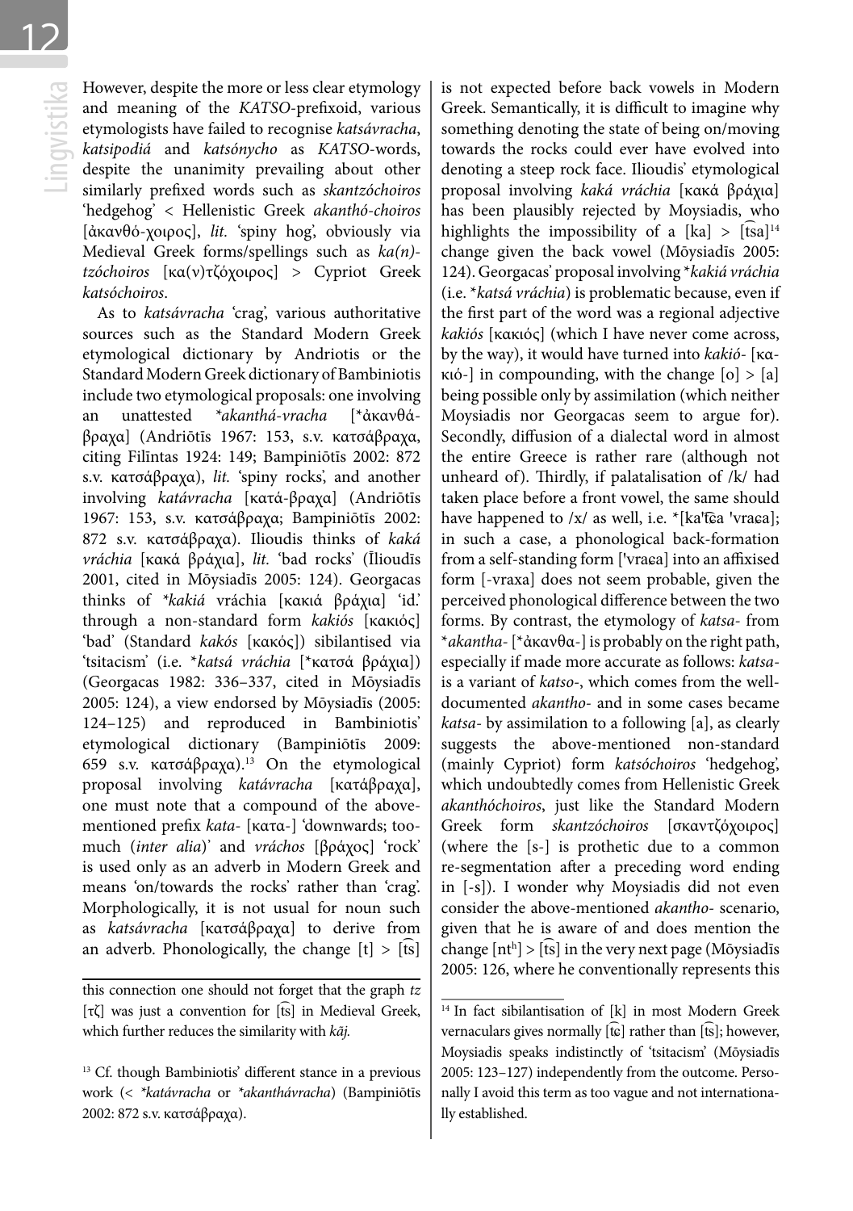However, despite the more or less clear etymology and meaning of the *KATSO*-prefixoid, various etymologists have failed to recognise *katsávracha*, *katsipodiá* and *katsónycho* as *KATSO*-words, despite the unanimity prevailing about other similarly prefixed words such as *skantzóchoiros* 'hedgehog' < Hellenistic Greek *akanthó-choiros* [ἀκανθό-χοιρος], *lit.* 'spiny hog', obviously via Medieval Greek forms/spellings such as *ka(n)-tzóchoiros* [κα(ν)τζόχοιρος] > Cypriot Greek *katsóchoiros*.

As to *katsávracha* 'crag', various authoritative sources such as the Standard Modern Greek etymological dictionary by Andriotis or the Standard Modern Greek dictionary of Bambiniotis include two etymological proposals: one involving an unattested *\*akanthá-vracha* [\*ἀκανθά-βραχα] (Andriōtīs 1967: 153, s.v. κατσάβραχα, citing Filīntas 1924: 149; Bampiniōtīs 2002: 872 s.v. κατσάβραχα), *lit.* 'spiny rocks', and another involving *katávracha* [κατά-βραχα] (Andriōtīs 1967: 153, s.v. κατσάβραχα; Bampiniōtīs 2002: 872 s.v. κατσάβραχα). Ilioudis thinks of *kaká vráchia* [κακά βράχια], *lit.* 'bad rocks' (Īlioudīs 2001, cited in Mōysiadīs 2005: 124). Georgacas thinks of *\*kakiá* vráchia [κακιά βράχια] 'id.' through a non-standard form *kakiós* [κακιός] 'bad' (Standard *kakós* [κακός]) sibilantised via 'tsitacism' (i.e. *\*katsá vráchia* [\*κατσά βράχια]) (Georgacas 1982: 336–337, cited in Mōysiadīs 2005: 124), a view endorsed by Mōysiadīs (2005: 124–125) and reproduced in Bambiniotis' etymological dictionary (Bampiniōtīs 2009: 659 s.v. κατσάβραχα).[13] On the etymological proposal involving *katávracha* [κατάβραχα], one must note that a compound of the above-mentioned prefix *kata-* [κατα-] 'downwards; too-much (*inter alia*)' and *vráchos* [βράχος] 'rock' is used only as an adverb in Modern Greek and means 'on/towards the rocks' rather than 'crag'. Morphologically, it is not usual for noun such as *katsávracha* [κατσάβραχα] to derive from an adverb. Phonologically, the change [t] > [t͡s] is not expected before back vowels in Modern Greek. Semantically, it is difficult to imagine why something denoting the state of being on/moving towards the rocks could ever have evolved into denoting a steep rock face. Ilioudis' etymological proposal involving *kaká vráchia* [κακά βράχια] has been plausibly rejected by Moysiadis, who highlights the impossibility of a [ka] > [t͡sa][14] change given the back vowel (Mōysiadīs 2005: 124). Georgacas' proposal involving *\*kakiá vráchia* (i.e. *\*katsá vráchia*) is problematic because, even if the first part of the word was a regional adjective *kakiós* [κακιός] (which I have never come across, by the way), it would have turned into *kakió-* [κα-κιό-] in compounding, with the change [o] > [a] being possible only by assimilation (which neither Moysiadis nor Georgacas seem to argue for). Secondly, diffusion of a dialectal word in almost the entire Greece is rather rare (although not unheard of). Thirdly, if palatalisation of /k/ had taken place before a front vowel, the same should have happened to /x/ as well, i.e. \*[kaˈt͡ɕa ˈvraɕa]; in such a case, a phonological back-formation from a self-standing form [ˈvraɕa] into an affixised form [-vraxa] does not seem probable, given the perceived phonological difference between the two forms. By contrast, the etymology of *katsa-* from *\*akantha-* [\*ἀκανθα-] is probably on the right path, especially if made more accurate as follows: *katsa-* is a variant of *katso-*, which comes from the well-documented *akantho-* and in some cases became *katsa-* by assimilation to a following [a], as clearly suggests the above-mentioned non-standard (mainly Cypriot) form *katsóchoiros* 'hedgehog', which undoubtedly comes from Hellenistic Greek *akanthóchoiros*, just like the Standard Modern Greek form *skantzóchoiros* [σκαντζόχοιρος] (where the [s-] is prothetic due to a common re-segmentation after a preceding word ending in [-s]). I wonder why Moysiadis did not even consider the above-mentioned *akantho-* scenario, given that he is aware of and does mention the change [ntʰ] > [t͡s] in the very next page (Mōysiadīs 2005: 126, where he conventionally represents this

---

this connection one should not forget that the graph *tz* [τζ] was just a convention for [t͡s] in Medieval Greek, which further reduces the similarity with *kāj*.

[13] Cf. though Bambiniotis' different stance in a previous work (< *\*katávracha* or *\*akanthávracha*) (Bampiniōtīs 2002: 872 s.v. κατσάβραχα).

[14] In fact sibilantisation of [k] in most Modern Greek vernaculars gives normally [t͡ɕ] rather than [t͡s]; however, Moysiadis speaks indistinctly of 'tsitacism' (Mōysiadīs 2005: 123–127) independently from the outcome. Personally I avoid this term as too vague and not internationally established.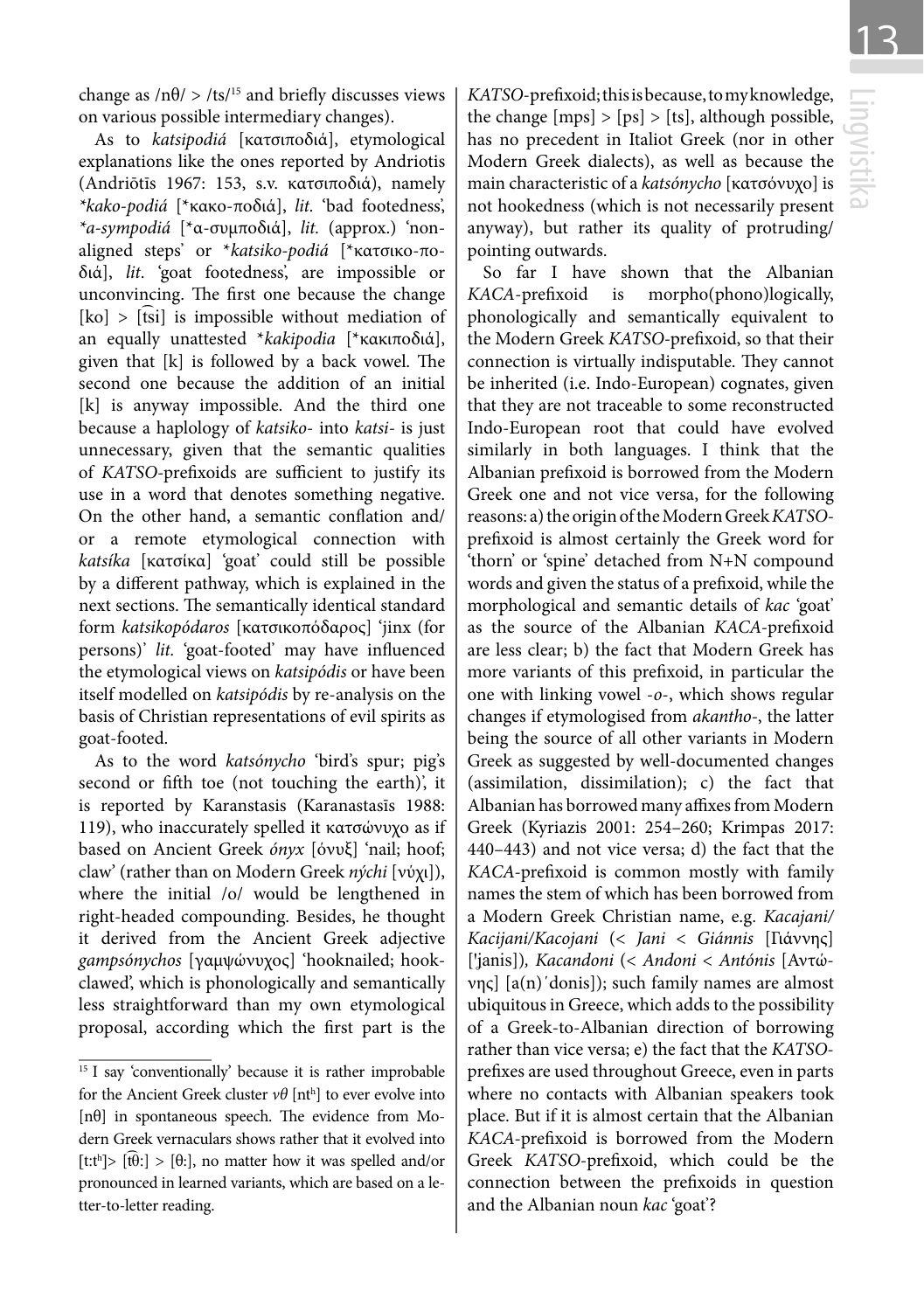change as /nθ/ > /ts/[15] and briefly discusses views on various possible intermediary changes).

As to *katsipodiá* [κατσιποδιά], etymological explanations like the ones reported by Andriotis (Andriōtīs 1967: 153, s.v. κατσιποδιά), namely *\*kako-podiá* [\*κακο-ποδιά], *lit.* 'bad footedness', *\*a-sympodiá* [\*α-συμποδιά], *lit.* (approx.) 'non-aligned steps' or *\*katsiko-podiá* [\*κατσικο-ποδιά], *lit*. 'goat footedness', are impossible or unconvincing. The first one because the change [ko] > [t͡si] is impossible without mediation of an equally unattested *\*kakipodia* [\*κακιποδιά], given that [k] is followed by a back vowel. The second one because the addition of an initial [k] is anyway impossible. And the third one because a haplology of *katsiko-* into *katsi-* is just unnecessary, given that the semantic qualities of *KATSO*-prefixoids are sufficient to justify its use in a word that denotes something negative. On the other hand, a semantic conflation and/or a remote etymological connection with *katsíka* [κατσίκα] 'goat' could still be possible by a different pathway, which is explained in the next sections. The semantically identical standard form *katsikopódaros* [κατσικοπόδαρος] 'jinx (for persons)' *lit.* 'goat-footed' may have influenced the etymological views on *katsipódis* or have been itself modelled on *katsipódis* by re-analysis on the basis of Christian representations of evil spirits as goat-footed.

As to the word *katsónycho* 'bird's spur; pig's second or fifth toe (not touching the earth)', it is reported by Karanstasis (Karanastasīs 1988: 119), who inaccurately spelled it κατσώνυχο as if based on Ancient Greek *ónyx* [όνυξ] 'nail; hoof; claw' (rather than on Modern Greek *nýchi* [νύχι]), where the initial /o/ would be lengthened in right-headed compounding. Besides, he thought it derived from the Ancient Greek adjective *gampsónychos* [γαμψώνυχος] 'hooknailed; hook-clawed', which is phonologically and semantically less straightforward than my own etymological proposal, according which the first part is the *KATSO*-prefixoid; this is because, to my knowledge, the change [mps] > [ps] > [ts], although possible, has no precedent in Italiot Greek (nor in other Modern Greek dialects), as well as because the main characteristic of a *katsónycho* [κατσόνυχο] is not hookedness (which is not necessarily present anyway), but rather its quality of protruding/pointing outwards.

So far I have shown that the Albanian *KACA*-prefixoid is morpho(phono)logically, phonologically and semantically equivalent to the Modern Greek *KATSO*-prefixoid, so that their connection is virtually indisputable. They cannot be inherited (i.e. Indo-European) cognates, given that they are not traceable to some reconstructed Indo-European root that could have evolved similarly in both languages. I think that the Albanian prefixoid is borrowed from the Modern Greek one and not vice versa, for the following reasons: a) the origin of the Modern Greek *KATSO*-prefixoid is almost certainly the Greek word for 'thorn' or 'spine' detached from N+N compound words and given the status of a prefixoid, while the morphological and semantic details of *kac* 'goat' as the source of the Albanian *KACA*-prefixoid are less clear; b) the fact that Modern Greek has more variants of this prefixoid, in particular the one with linking vowel *-o-*, which shows regular changes if etymologised from *akantho-*, the latter being the source of all other variants in Modern Greek as suggested by well-documented changes (assimilation, dissimilation); c) the fact that Albanian has borrowed many affixes from Modern Greek (Kyriazis 2001: 254–260; Krimpas 2017: 440–443) and not vice versa; d) the fact that the *KACA*-prefixoid is common mostly with family names the stem of which has been borrowed from a Modern Greek Christian name, e.g. *Kacajani/Kacijani/Kacojani* (< *Jani* < *Giánnis* [Γιάννης] [ˈjanis]), *Kacandoni* (< *Andoni* < *Antónis* [Αντώνης] [a(n)ˈdonis]); such family names are almost ubiquitous in Greece, which adds to the possibility of a Greek-to-Albanian direction of borrowing rather than vice versa; e) the fact that the *KATSO*-prefixes are used throughout Greece, even in parts where no contacts with Albanian speakers took place. But if it is almost certain that the Albanian *KACA*-prefixoid is borrowed from the Modern Greek *KATSO*-prefixoid, which could be the connection between the prefixoids in question and the Albanian noun *kac* 'goat'?

---

[15] I say 'conventionally' because it is rather improbable for the Ancient Greek cluster *νθ* [ntʰ] to ever evolve into [nθ] in spontaneous speech. The evidence from Modern Greek vernaculars shows rather that it evolved into [t:tʰ]> [t͡θ:] > [θ:], no matter how it was spelled and/or pronounced in learned variants, which are based on a letter-to-letter reading.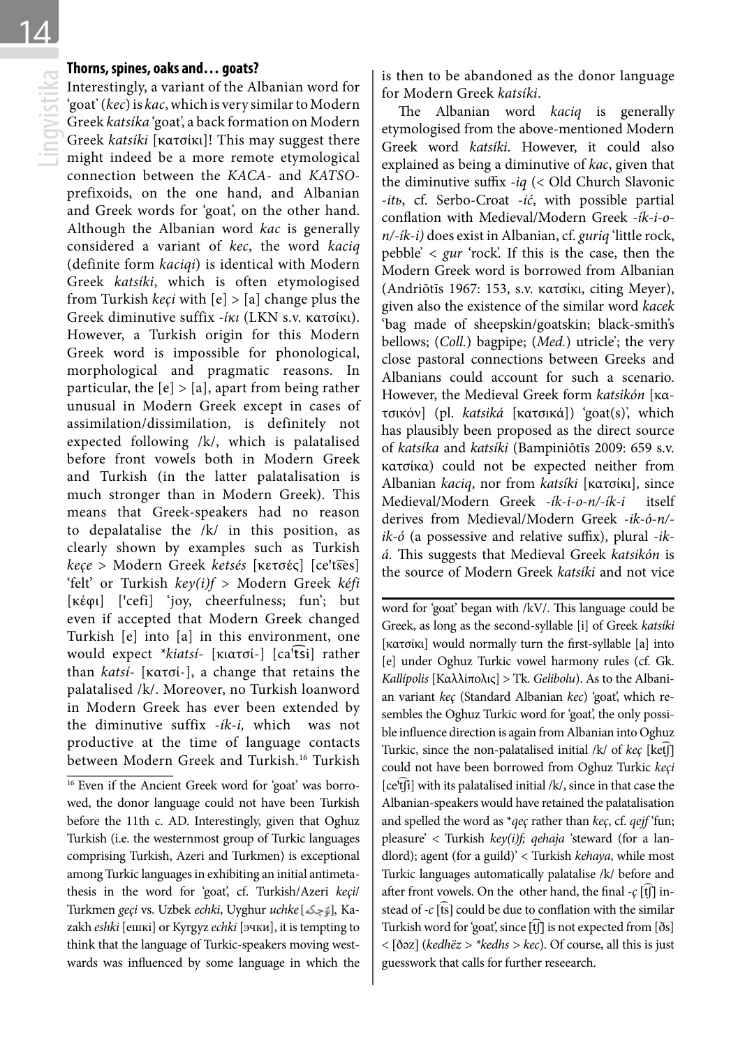### Thorns, spines, oaks and… goats?

Interestingly, a variant of the Albanian word for 'goat' (*kec*) is *kac*, which is very similar to Modern Greek *katsíka* 'goat', a back formation on Modern Greek *katsíki* [κατσίκι]! This may suggest there might indeed be a more remote etymological connection between the *KACA-* and *KATSO-* prefixoids, on the one hand, and Albanian and Greek words for 'goat', on the other hand. Although the Albanian word *kac* is generally considered a variant of *kec*, the word *kaciq* (definite form *kaciqi*) is identical with Modern Greek *katsíki*, which is often etymologised from Turkish *keçi* with [e] > [a] change plus the Greek diminutive suffix *-ίκι* (LKN s.v. κατσίκι). However, a Turkish origin for this Modern Greek word is impossible for phonological, morphological and pragmatic reasons. In particular, the [e] > [a], apart from being rather unusual in Modern Greek except in cases of assimilation/dissimilation, is definitely not expected following /k/, which is palatalised before front vowels both in Modern Greek and Turkish (in the latter palatalisation is much stronger than in Modern Greek). This means that Greek-speakers had no reason to depalatalise the /k/ in this position, as clearly shown by examples such as Turkish *keçe* > Modern Greek *ketsés* [κετσές] [ce't͡ses] 'felt' or Turkish *key(i)f* > Modern Greek *kéfi* [κέφι] ['cefi] 'joy, cheerfulness; fun'; but even if accepted that Modern Greek changed Turkish [e] into [a] in this environment, one would expect *\*kiatsí-* [κιατσί-] [ca't͡si] rather than *katsí-* [κατσί-], a change that retains the palatalised /k/. Moreover, no Turkish loanword in Modern Greek has ever been extended by the diminutive suffix *-ík-i,* which was not productive at the time of language contacts between Modern Greek and Turkish.[16] Turkish is then to be abandoned as the donor language for Modern Greek *katsíki*.

The Albanian word *kaciq* is generally etymologised from the above-mentioned Modern Greek word *katsíki*. However, it could also explained as being a diminutive of *kac*, given that the diminutive suffix *-iq* (< Old Church Slavonic *-itь*, cf. Serbo-Croat *-ić*, with possible partial conflation with Medieval/Modern Greek *-ík-i-o-n/-ík-i)* does exist in Albanian, cf. *guriq* 'little rock, pebble' < *gur* 'rock'. If this is the case, then the Modern Greek word is borrowed from Albanian (Andriōtīs 1967: 153, s.v. κατσίκι, citing Meyer), given also the existence of the similar word *kacek* 'bag made of sheepskin/goatskin; black-smith's bellows; (*Coll.*) bagpipe; (*Med.*) utricle'; the very close pastoral connections between Greeks and Albanians could account for such a scenario. However, the Medieval Greek form *katsikón* [κατσικόν] (pl. *katsiká* [κατσικά]) 'goat(s)', which has plausibly been proposed as the direct source of *katsíka* and *katsíki* (Bampiniōtīs 2009: 659 s.v. κατσίκα) could not be expected neither from Albanian *kaciq*, nor from *katsíki* [κατσίκι], since Medieval/Modern Greek *-ík-i-o-n/-ík-i* itself derives from Medieval/Modern Greek *-ik-ó-n/-ik-ó* (a possessive and relative suffix), plural *-ik-á*. This suggests that Medieval Greek *katsikón* is the source of Modern Greek *katsíki* and not vice

---

[16] Even if the Ancient Greek word for 'goat' was borrowed, the donor language could not have been Turkish before the 11th c. AD. Interestingly, given that Oghuz Turkish (i.e. the westernmost group of Turkic languages comprising Turkish, Azeri and Turkmen) is exceptional among Turkic languages in exhibiting an initial antimetathesis in the word for 'goat', cf. Turkish/Azeri *keçi*/ Turkmen *geçi* vs. Uzbek *echki*, Uyghur *uchke* [ئۆچكە], Kazakh *eshki* [ешкі] or Kyrgyz *echki* [эчки], it is tempting to think that the language of Turkic-speakers moving westwards was influenced by some language in which the word for 'goat' began with /kV/. This language could be Greek, as long as the second-syllable [i] of Greek *katsíki* [κατσίκι] would normally turn the first-syllable [a] into [e] under Oghuz Turkic vowel harmony rules (cf. Gk. *Kallípolis* [Καλλίπολις] > Tk. *Gelibolu*). As to the Albanian variant *keç* (Standard Albanian *kec*) 'goat', which resembles the Oghuz Turkic word for 'goat', the only possible influence direction is again from Albanian into Oghuz Turkic, since the non-palatalised initial /k/ of *keç* [ket͡ʃ] could not have been borrowed from Oghuz Turkic *keçi* [ce't͡ʃi] with its palatalised initial /k/, since in that case the Albanian-speakers would have retained the palatalisation and spelled the word as *\*qeç* rather than *keç*, cf. *qejf* 'fun; pleasure' < Turkish *key(i)f; qehaja* 'steward (for a landlord); agent (for a guild)' < Turkish *kehaya*, while most Turkic languages automatically palatalise /k/ before and after front vowels. On the other hand, the final *-ç* [t͡ʃ] instead of *-c* [t͡s] could be due to conflation with the similar Turkish word for 'goat', since [t͡ʃ] is not expected from [ðs] < [ðoz] (*kedhëz* > *\*kedhs* > *kec*). Of course, all this is just guesswork that calls for further reseearch.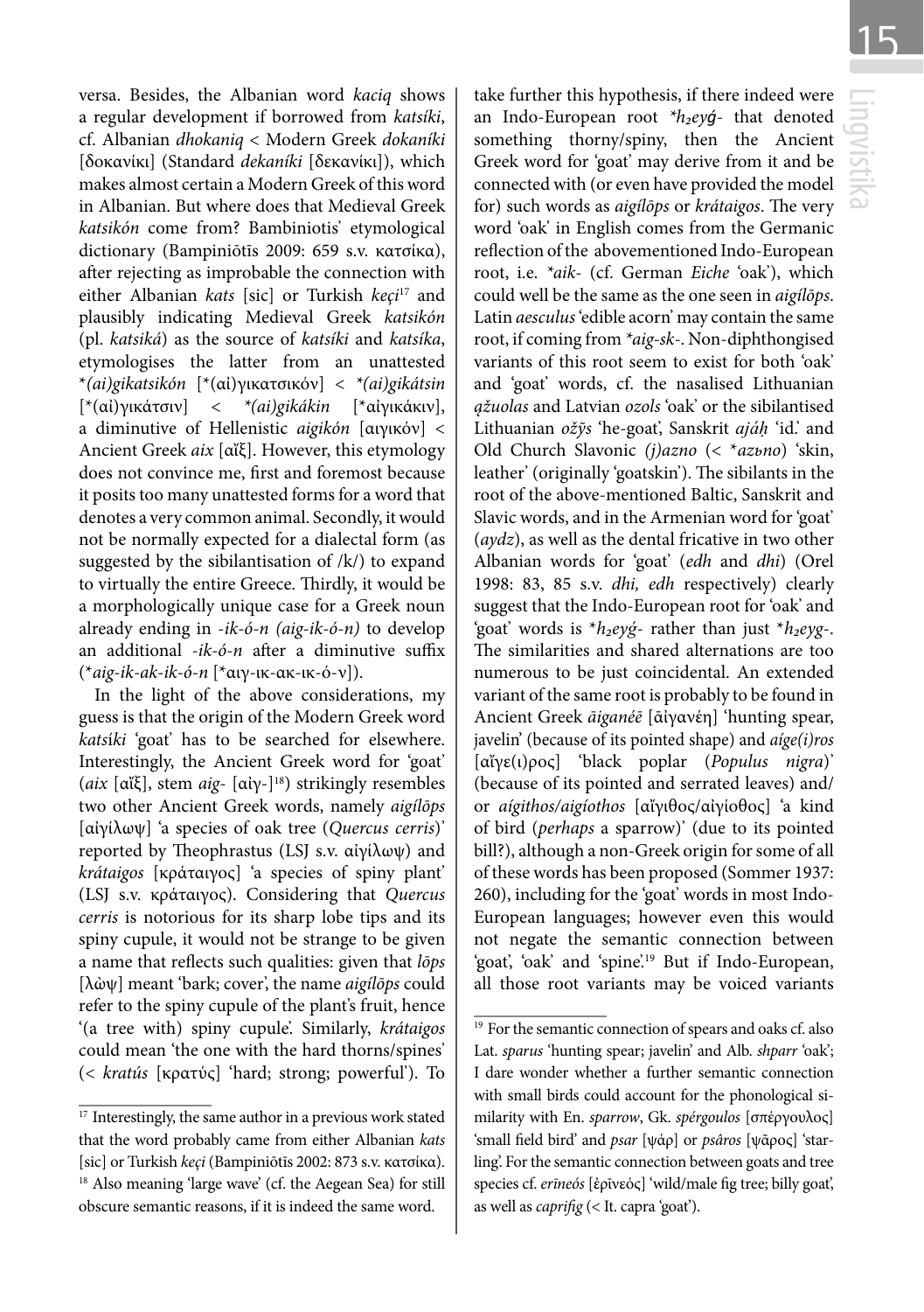versa. Besides, the Albanian word *kaciq* shows a regular development if borrowed from *katsíki*, cf. Albanian *dhokaniq* < Modern Greek *dokaníki* [δοκανίκι] (Standard *dekaníki* [δεκανίκι]), which makes almost certain a Modern Greek of this word in Albanian. But where does that Medieval Greek *katsikón* come from? Bambiniotis' etymological dictionary (Bampiniōtīs 2009: 659 s.v. κατσίκα), after rejecting as improbable the connection with either Albanian *kats* [sic] or Turkish *keçi*[17] and plausibly indicating Medieval Greek *katsikón* (pl. *katsiká*) as the source of *katsíki* and *katsíka*, etymologises the latter from an unattested *\*(ai)gikatsikón* [\*(αἰ)γικατσικόν] < *\*(ai)gikátsin* [\*(αἰ)γικάτσιν] < *\*(ai)gikákin* [\*αἰγικάκιν], a diminutive of Hellenistic *aigikón* [αιγικόν] < Ancient Greek *aix* [αἴξ]. However, this etymology does not convince me, first and foremost because it posits too many unattested forms for a word that denotes a very common animal. Secondly, it would not be normally expected for a dialectal form (as suggested by the sibilantisation of /k/) to expand to virtually the entire Greece. Thirdly, it would be a morphologically unique case for a Greek noun already ending in *-ik-ó-n (aig-ik-ó-n)* to develop an additional *-ik-ó-n* after a diminutive suffix (*\*aig-ik-ak-ik-ó-n* [\*αιγ-ικ-ακ-ικ-ό-ν]).

In the light of the above considerations, my guess is that the origin of the Modern Greek word *katsíki* 'goat' has to be searched for elsewhere. Interestingly, the Ancient Greek word for 'goat' (*aix* [αἴξ], stem *aig-* [αἰγ-][18]) strikingly resembles two other Ancient Greek words, namely *aigílōps* [αἰγίλωψ] 'a species of oak tree (*Quercus cerris*)' reported by Theophrastus (LSJ s.v. αἰγίλωψ) and *krátaigos* [κράταιγος] 'a species of spiny plant' (LSJ s.v. κράταιγος). Considering that *Quercus cerris* is notorious for its sharp lobe tips and its spiny cupule, it would not be strange to be given a name that reflects such qualities: given that *lōps* [λώψ] meant 'bark; cover', the name *aigílōps* could refer to the spiny cupule of the plant's fruit, hence '(a tree with) spiny cupule'. Similarly, *krátaigos* could mean 'the one with the hard thorns/spines' (< *kratús* [κρατύς] 'hard; strong; powerful'). To take further this hypothesis, if there indeed were an Indo-European root *\*h₂eyǵ-* that denoted something thorny/spiny, then the Ancient Greek word for 'goat' may derive from it and be connected with (or even have provided the model for) such words as *aigílōps* or *krátaigos*. The very word 'oak' in English comes from the Germanic reflection of the abovementioned Indo-European root, i.e. *\*aik-* (cf. German *Eiche* 'oak'), which could well be the same as the one seen in *aigílōps*. Latin *aesculus* 'edible acorn' may contain the same root, if coming from *\*aig-sk-*. Non-diphthongised variants of this root seem to exist for both 'oak' and 'goat' words, cf. the nasalised Lithuanian *ąžuolas* and Latvian *ozols* 'oak' or the sibilantised Lithuanian *ožỹs* 'he-goat', Sanskrit *ajáḥ* 'id.' and Old Church Slavonic *(j)azno* (< *\*azьno*) 'skin, leather' (originally 'goatskin'). The sibilants in the root of the above-mentioned Baltic, Sanskrit and Slavic words, and in the Armenian word for 'goat' (*aydz*), as well as the dental fricative in two other Albanian words for 'goat' (*edh* and *dhi*) (Orel 1998: 83, 85 s.v. *dhi, edh* respectively) clearly suggest that the Indo-European root for 'oak' and 'goat' words is *\*h₂eyǵ-* rather than just *\*h₂eyg-*. The similarities and shared alternations are too numerous to be just coincidental. An extended variant of the same root is probably to be found in Ancient Greek *āiganéē* [ᾱἰγανέη] 'hunting spear, javelin' (because of its pointed shape) and *aíge(i)ros* [αἴγε(ι)ρος] 'black poplar (*Populus nigra*)' (because of its pointed and serrated leaves) and/or *aígithos/aigíothos* [αἴγιθος/αἰγίοθος] 'a kind of bird (*perhaps* a sparrow)' (due to its pointed bill?), although a non-Greek origin for some of all of these words has been proposed (Sommer 1937: 260), including for the 'goat' words in most Indo-European languages; however even this would not negate the semantic connection between 'goat', 'oak' and 'spine'.[19] But if Indo-European, all those root variants may be voiced variants

[17] Interestingly, the same author in a previous work stated that the word probably came from either Albanian *kats* [sic] or Turkish *keçi* (Bampiniōtīs 2002: 873 s.v. κατσίκα).

[18] Also meaning 'large wave' (cf. the Aegean Sea) for still obscure semantic reasons, if it is indeed the same word.

[19] For the semantic connection of spears and oaks cf. also Lat. *sparus* 'hunting spear; javelin' and Alb. *shparr* 'oak'; I dare wonder whether a further semantic connection with small birds could account for the phonological similarity with En. *sparrow*, Gk. *spérgoulos* [σπέργουλος] 'small field bird' and *psar* [ψάρ] or *psâros* [ψᾶρος] 'starling'. For the semantic connection between goats and tree species cf. *erīneós* [ἐρῑνεός] 'wild/male fig tree; billy goat', as well as *caprifig* (< It. capra 'goat').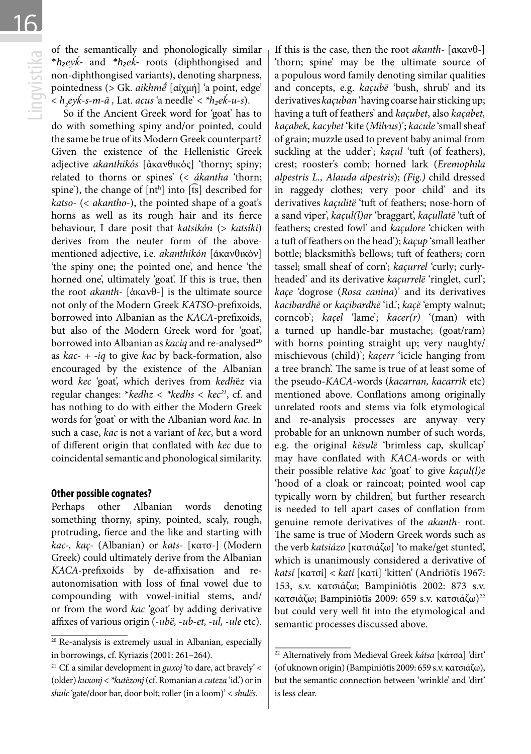of the semantically and phonologically similar **h₂eyḱ-* and **h₂eḱ-* roots (diphthongised and non-diphthongised variants), denoting sharpness, pointedness (> Gk. *aikhmḗ* [αἰχμή] 'a point, edge' < *h₂eyḱ-s-m-ā* , Lat. *acus* 'a needle' < **h₂eḱ-u-s*).

So if the Ancient Greek word for 'goat' has to do with something spiny and/or pointed, could the same be true of its Modern Greek counterpart? Given the existence of the Hellenistic Greek adjective *akanthikós* [ἀκανθικός] 'thorny; spiny; related to thorns or spines' (< *ákantha* 'thorn; spine'), the change of [ntʰ] into [t͡s] described for *katso-* (< *akantho-*), the pointed shape of a goat's horns as well as its rough hair and its fierce behaviour, I dare posit that *katsikón* (> *katsíki*) derives from the neuter form of the above-mentioned adjective, i.e. *akanthikón* [ἀκανθικόν] 'the spiny one; the pointed one', and hence 'the horned one', ultimately 'goat'. If this is true, then the root *akanth-* [ἀκανθ-] is the ultimate source not only of the Modern Greek *KATSO*-prefixoids, borrowed into Albanian as the *KACA*-prefixoids, but also of the Modern Greek word for 'goat', borrowed into Albanian as *kaciq* and re-analysed[20] as *kac-* + *-iq* to give *kac* by back-formation, also encouraged by the existence of the Albanian word *kec* 'goat', which derives from *kedhëz* via regular changes: **kedhz* < **kedhs* < *kec*[21], cf. and has nothing to do with either the Modern Greek words for 'goat' or with the Albanian word *kac*. In such a case, *kac* is not a variant of *kec*, but a word of different origin that conflated with *kec* due to coincidental semantic and phonological similarity.

### Other possible cognates?

Perhaps other Albanian words denoting something thorny, spiny, pointed, scaly, rough, protruding, fierce and the like and starting with *kac-*, *kaç-* (Albanian) or *kats-* [κατσ-] (Modern Greek) could ultimately derive from the Albanian *KACA*-prefixoids by de-affixisation and re-autonomisation with loss of final vowel due to compounding with vowel-initial stems, and/or from the word *kac* 'goat' by adding derivative affixes of various origin (*-ubë, -ub-et, -ul, -ule* etc). If this is the case, then the root *akanth-* [ακανθ-] 'thorn; spine' may be the ultimate source of a populous word family denoting similar qualities and concepts, e.g. *kaçubë* 'bush, shrub' and its derivatives *kaçuban* 'having coarse hair sticking up; having a tuft of feathers' and *kaçubet*, also *kaçabet, kaçabek, kacybet* 'kite (*Milvus*)'; *kacule* 'small sheaf of grain; muzzle used to prevent baby animal from suckling at the udder'; *kaçul* 'tuft (of feathers), crest; rooster's comb; horned lark (*Eremophila alpestris L., Alauda alpestris*); *(Fig.)* child dressed in raggedy clothes; very poor child' and its derivatives *kaçulitë* 'tuft of feathers; nose-horn of a sand viper', *kaçul(l)ar* 'braggart', *kaçullatë* 'tuft of feathers; crested fowl' and *kaçulore* 'chicken with a tuft of feathers on the head'); *kaçup* 'small leather bottle; blacksmith's bellows; tuft of feathers; corn tassel; small sheaf of corn'; *kaçurrel* 'curly; curly-headed' and its derivative *kaçurrelë* 'ringlet, curl'; *kaçe* 'dogrose (*Rosa canina*)' and its derivatives *kacibardhë* or *kaçibardhë* 'id.'; *kaçë* 'empty walnut; corncob'; *kaçel* 'lame'; *kacer(r)* '(man) with a turned up handle-bar mustache; (goat/ram) with horns pointing straight up; very naughty/mischievous (child)'; *kaçerr* 'icicle hanging from a tree branch'. The same is true of at least some of the pseudo-*KACA*-words (*kacarran, kacarrik* etc) mentioned above. Conflations among originally unrelated roots and stems via folk etymological and re-analysis processes are anyway very probable for an unknown number of such words, e.g. the original *kësulë* 'brimless cap, skullcap' may have conflated with *KACA*-words or with their possible relative *kac* 'goat' to give *kaçul(l)e* 'hood of a cloak or raincoat; pointed wool cap typically worn by children', but further research is needed to tell apart cases of conflation from genuine remote derivatives of the *akanth-* root. The same is true of Modern Greek words such as the verb *katsiázo* [κατσιάζω] 'to make/get stunted', which is unanimously considered a derivative of *katsí* [κατσί] < *katí* [κατί] 'kitten' (Andriōtīs 1967: 153, s.v. κατσιάζω; Bampiniōtīs 2002: 873 s.v. κατσιάζω; Bampiniōtīs 2009: 659 s.v. κατσιάζω)[22] but could very well fit into the etymological and semantic processes discussed above.

---

[20] Re-analysis is extremely usual in Albanian, especially in borrowings, cf. Kyriazis (2001: 261–264).

[21] Cf. a similar development in *guxoj* 'to dare, act bravely' < (older) *kuxonj* < **kutëzonj* (cf. Romanian *a cuteza* 'id.') or in *shulc* 'gate/door bar, door bolt; roller (in a loom)' < *shulës*.

[22] Alternatively from Medieval Greek *kátsa* [κάτσα] 'dirt' (of uknown origin) (Bampiniōtīs 2009: 659 s.v. κατσιάζω), but the semantic connection between 'wrinkle' and 'dirt' is less clear.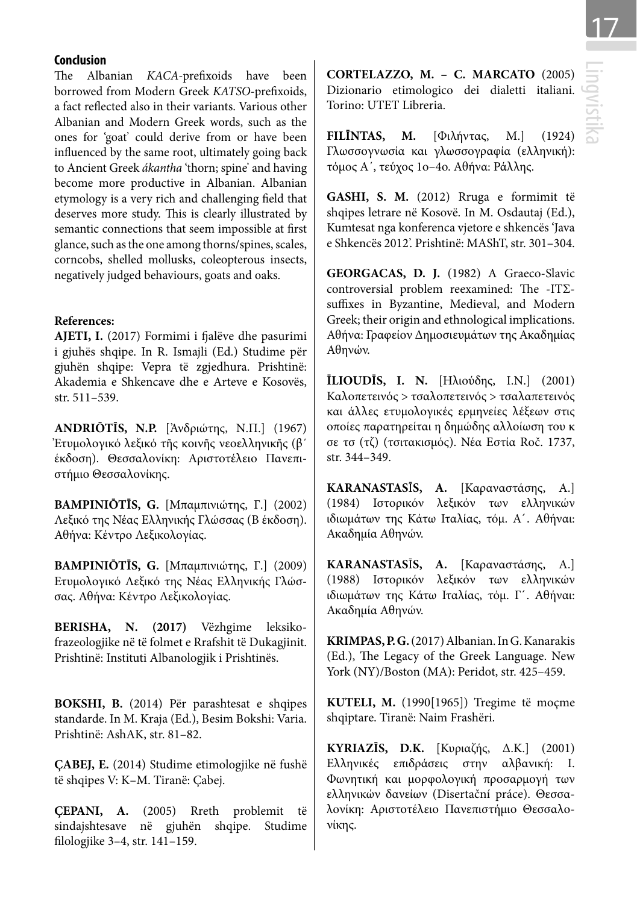### Conclusion

The Albanian *KACA*-prefixoids have been borrowed from Modern Greek *KATSO*-prefixoids, a fact reflected also in their variants. Various other Albanian and Modern Greek words, such as the ones for 'goat' could derive from or have been influenced by the same root, ultimately going back to Ancient Greek *ákantha* 'thorn; spine' and having become more productive in Albanian. Albanian etymology is a very rich and challenging field that deserves more study. This is clearly illustrated by semantic connections that seem impossible at first glance, such as the one among thorns/spines, scales, corncobs, shelled mollusks, coleopterous insects, negatively judged behaviours, goats and oaks.

**References:**

**AJETI, I.** (2017) Formimi i fjalëve dhe pasurimi i gjuhës shqipe. In R. Ismajli (Ed.) Studime për gjuhën shqipe: Vepra të zgjedhura. Prishtinë: Akademia e Shkencave dhe e Arteve e Kosovës, str. 511–539.

**ANDRIŌTĪS, N.P.** [Ἀνδριώτης, Ν.Π.] (1967) Ἐτυμολογικό λεξικό τῆς κοινῆς νεοελληνικῆς (β´ ἔκδοση). Θεσσαλονίκη: Αριστοτέλειο Πανεπιστήμιο Θεσσαλονίκης.

**BAMPINIŌTĪS, G.** [Μπαμπινιώτης, Γ.] (2002) Λεξικό της Νέας Ελληνικής Γλώσσας (Β έκδοση). Αθήνα: Κέντρο Λεξικολογίας.

**BAMPINIŌTĪS, G.** [Μπαμπινιώτης, Γ.] (2009) Ετυμολογικό Λεξικό της Νέας Ελληνικής Γλώσσας. Αθήνα: Κέντρο Λεξικολογίας.

**BERISHA, N. (2017)** Vëzhgime leksikofrazeologjike në të folmet e Rrafshit të Dukagjinit. Prishtinë: Instituti Albanologjik i Prishtinës.

**BOKSHI, B.** (2014) Për parashtesat e shqipes standarde. In M. Kraja (Ed.), Besim Bokshi: Varia. Prishtinë: AshAK, str. 81–82.

**ÇABEJ, E.** (2014) Studime etimologjike në fushë të shqipes V: K–M. Tiranë: Çabej.

**ÇEPANI, A.** (2005) Rreth problemit të sindajshtesave në gjuhën shqipe. Studime filologjike 3–4, str. 141–159.

**CORTELAZZO, M. – C. MARCATO** (2005) Dizionario etimologico dei dialetti italiani. Torino: UTET Libreria.

**FILĪNTAS, M.** [Φιλήντας, Μ.] (1924) Γλωσσογνωσία και γλωσσογραφία (ελληνική): τόμος Α´, τεύχος 1ο–4ο. Αθήνα: Ράλλης.

**GASHI, S. M.** (2012) Rruga e formimit të shqipes letrare në Kosovë. In M. Osdautaj (Ed.), Kumtesat nga konferenca vjetore e shkencës 'Java e Shkencës 2012'. Prishtinë: MAShT, str. 301–304.

**GEORGACAS, D. J.** (1982) A Graeco-Slavic controversial problem reexamined: The -ΙΤΣ-suffixes in Byzantine, Medieval, and Modern Greek; their origin and ethnological implications. Αθήνα: Γραφείον Δημοσιευμάτων της Ακαδημίας Αθηνών.

**ĪLIOUDĪS, I. N.** [Ηλιούδης, Ι.Ν.] (2001) Καλοπετεινός > τσαλοπετεινός > τσαλαπετεινός και άλλες ετυμολογικές ερμηνείες λέξεων στις οποίες παρατηρείται η δημώδης αλλοίωση του κ σε τσ (τζ) (τσιτακισμός). Νέα Εστία Roč. 1737, str. 344–349.

**KARANASTASĪS, A.** [Καραναστάσης, Α.] (1984) Ιστορικόν λεξικόν των ελληνικών ιδιωμάτων της Κάτω Ιταλίας, τόμ. Α´. Αθήναι: Ακαδημία Αθηνών.

**KARANASTASĪS, A.** [Καραναστάσης, Α.] (1988) Ιστορικόν λεξικόν των ελληνικών ιδιωμάτων της Κάτω Ιταλίας, τόμ. Γ´. Αθήναι: Ακαδημία Αθηνών.

**KRIMPAS, P. G.** (2017) Albanian. In G. Kanarakis (Ed.), The Legacy of the Greek Language. New York (NY)/Boston (MA): Peridot, str. 425–459.

**KUTELI, M.** (1990[1965]) Tregime të moçme shqiptare. Tiranë: Naim Frashëri.

**KYRIAZĪS, D.K.** [Κυριαζής, Δ.Κ.] (2001) Ελληνικές επιδράσεις στην αλβανική: Ι. Φωνητική και μορφολογική προσαρμογή των ελληνικών δανείων (Disertační práce). Θεσσαλονίκη: Αριστοτέλειο Πανεπιστήμιο Θεσσαλονίκης.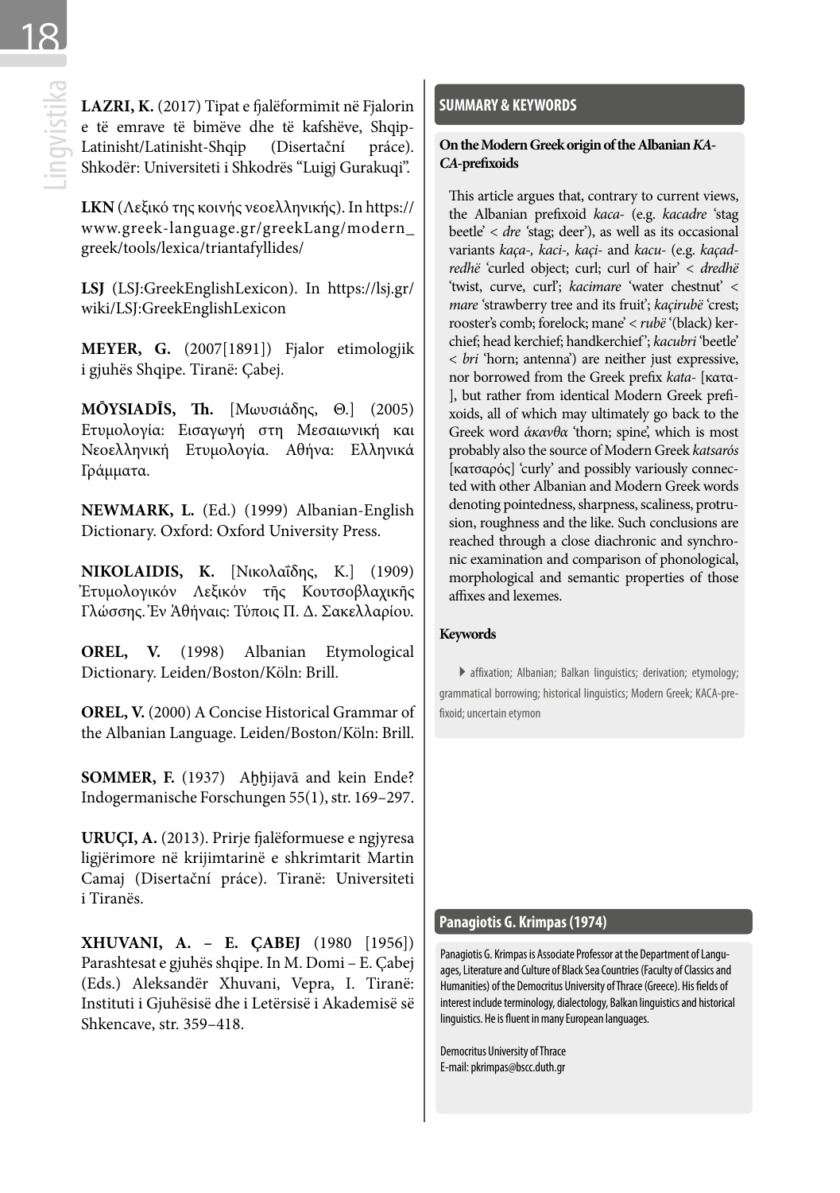**LAZRI, K.** (2017) Tipat e fjalëformimit në Fjalorin e të emrave të bimëve dhe të kafshëve, Shqip-Latinisht/Latinisht-Shqip (Disertační práce). Shkodër: Universiteti i Shkodrës "Luigj Gurakuqi".

**LKN** (Λεξικό της κοινής νεοελληνικής). In https://www.greek-language.gr/greekLang/modern_greek/tools/lexica/triantafyllides/

**LSJ** (LSJ:GreekEnglishLexicon). In https://lsj.gr/wiki/LSJ:GreekEnglishLexicon

**MEYER, G.** (2007[1891]) Fjalor etimologjik i gjuhës Shqipe. Tiranë: Çabej.

**MŌYSIADĪS, Th.** [Μωυσιάδης, Θ.] (2005) Ετυμολογία: Εισαγωγή στη Μεσαιωνική και Νεοελληνική Ετυμολογία. Αθήνα: Ελληνικά Γράμματα.

**NEWMARK, L.** (Ed.) (1999) Albanian-English Dictionary. Oxford: Oxford University Press.

**NIKOLAIDIS, K.** [Νικολαΐδης, Κ.] (1909) Ἐτυμολογικόν Λεξικόν τῆς Κουτσοβλαχικῆς Γλώσσης. Ἐν Ἀθήναις: Τύποις Π. Δ. Σακελλαρίου.

**OREL, V.** (1998) Albanian Etymological Dictionary. Leiden/Boston/Köln: Brill.

**OREL, V.** (2000) A Concise Historical Grammar of the Albanian Language. Leiden/Boston/Köln: Brill.

**SOMMER, F.** (1937) Aḫḫijavā and kein Ende? Indogermanische Forschungen 55(1), str. 169–297.

**URUÇI, A.** (2013). Prirje fjalëformuese e ngjyresa ligjërimore në krijimtarinë e shkrimtarit Martin Camaj (Disertační práce). Tiranë: Universiteti i Tiranës.

**XHUVANI, A. – E. ÇABEJ** (1980 [1956]) Parashtesat e gjuhës shqipe. In M. Domi – E. Çabej (Eds.) Aleksandër Xhuvani, Vepra, I. Tiranë: Instituti i Gjuhësisë dhe i Letërsisë i Akademisë së Shkencave, str. 359–418.

## SUMMARY & KEYWORDS

**On the Modern Greek origin of the Albanian *KA-CA*-prefixoids**

This article argues that, contrary to current views, the Albanian prefixoid *kaca-* (e.g. *kacadre* 'stag beetle' < *dre* 'stag; deer'), as well as its occasional variants *kaça-*, *kaci-*, *kaçi-* and *kacu-* (e.g. *kaçadredhë* 'curled object; curl; curl of hair' < *dredhë* 'twist, curve, curl'; *kacimare* 'water chestnut' < *mare* 'strawberry tree and its fruit'; *kaçirubë* 'crest; rooster's comb; forelock; mane' < *rubë* '(black) kerchief; head kerchief; handkerchief'; *kacubri* 'beetle' < *bri* 'horn; antenna') are neither just expressive, nor borrowed from the Greek prefix *kata-* [κατα-], but rather from identical Modern Greek prefixoids, all of which may ultimately go back to the Greek word *άκανθα* 'thorn; spine', which is most probably also the source of Modern Greek *katsarós* [κατσαρός] 'curly' and possibly variously connected with other Albanian and Modern Greek words denoting pointedness, sharpness, scaliness, protrusion, roughness and the like. Such conclusions are reached through a close diachronic and synchronic examination and comparison of phonological, morphological and semantic properties of those affixes and lexemes.

**Keywords**

affixation; Albanian; Balkan linguistics; derivation; etymology; grammatical borrowing; historical linguistics; Modern Greek; KACA-prefixoid; uncertain etymon

## Panagiotis G. Krimpas (1974)

Panagiotis G. Krimpas is Associate Professor at the Department of Languages, Literature and Culture of Black Sea Countries (Faculty of Classics and Humanities) of the Democritus University of Thrace (Greece). His fields of interest include terminology, dialectology, Balkan linguistics and historical linguistics. He is fluent in many European languages.

Democritus University of Thrace
E-mail: pkrimpas@bscc.duth.gr